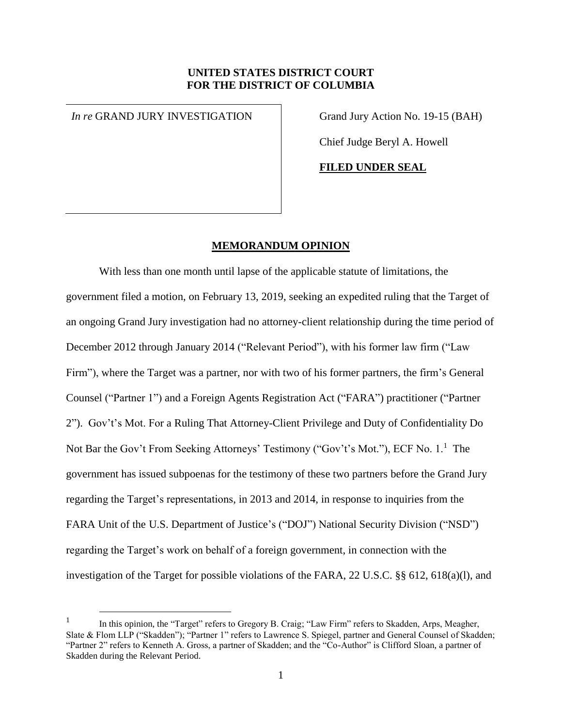**UNITED STATES DISTRICT COURT**
**FOR THE DISTRICT OF COLUMBIA**

| | |
|---|---|
| *In re* GRAND JURY INVESTIGATION | Grand Jury Action No. 19-15 (BAH) |
| | Chief Judge Beryl A. Howell |
| | **FILED UNDER SEAL** |

## MEMORANDUM OPINION

With less than one month until lapse of the applicable statute of limitations, the government filed a motion, on February 13, 2019, seeking an expedited ruling that the Target of an ongoing Grand Jury investigation had no attorney-client relationship during the time period of December 2012 through January 2014 ("Relevant Period"), with his former law firm ("Law Firm"), where the Target was a partner, nor with two of his former partners, the firm's General Counsel ("Partner 1") and a Foreign Agents Registration Act ("FARA") practitioner ("Partner 2"). Gov't's Mot. For a Ruling That Attorney-Client Privilege and Duty of Confidentiality Do Not Bar the Gov't From Seeking Attorneys' Testimony ("Gov't's Mot."), ECF No. 1.[1] The government has issued subpoenas for the testimony of these two partners before the Grand Jury regarding the Target's representations, in 2013 and 2014, in response to inquiries from the FARA Unit of the U.S. Department of Justice's ("DOJ") National Security Division ("NSD") regarding the Target's work on behalf of a foreign government, in connection with the investigation of the Target for possible violations of the FARA, 22 U.S.C. §§ 612, 618(a)(l), and

[1] In this opinion, the "Target" refers to Gregory B. Craig; "Law Firm" refers to Skadden, Arps, Meagher, Slate & Flom LLP ("Skadden"); "Partner 1" refers to Lawrence S. Spiegel, partner and General Counsel of Skadden; "Partner 2" refers to Kenneth A. Gross, a partner of Skadden; and the "Co-Author" is Clifford Sloan, a partner of Skadden during the Relevant Period.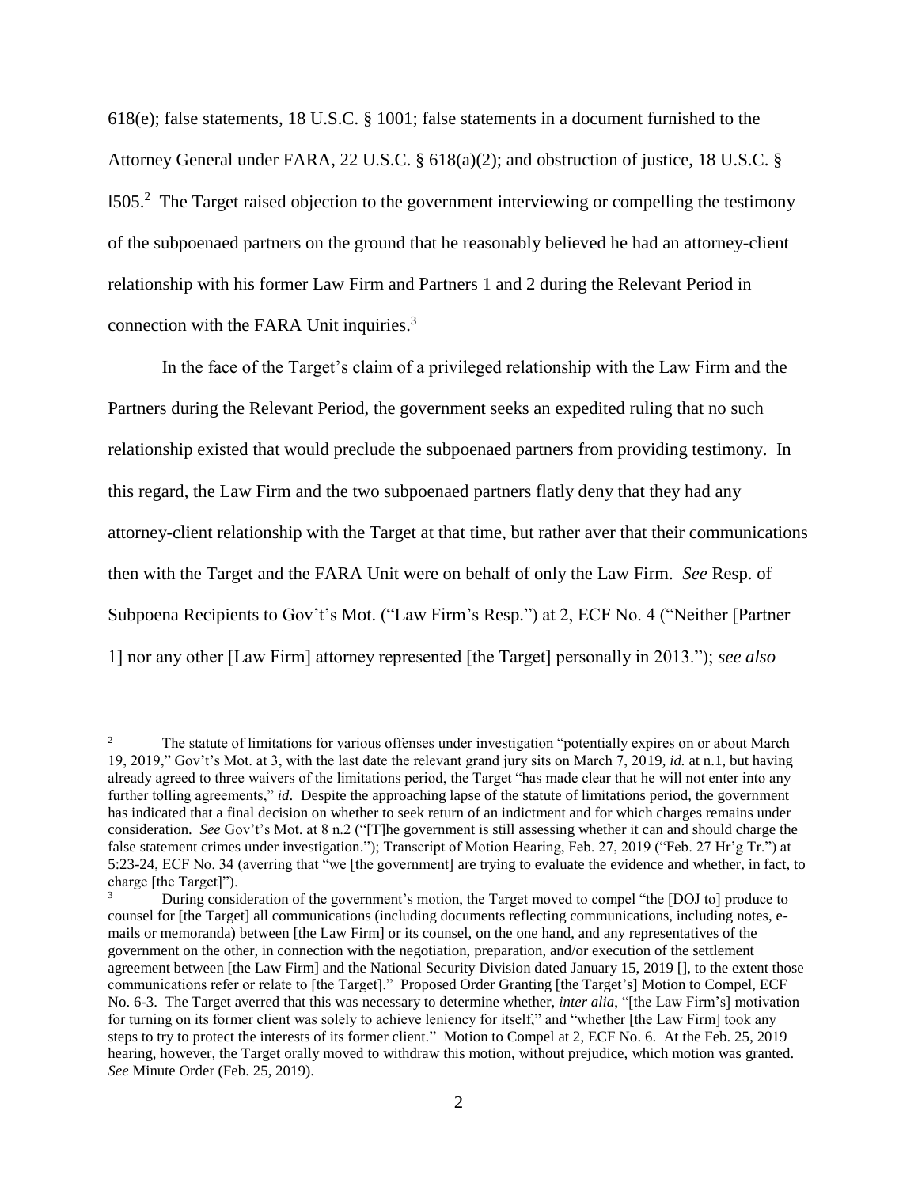618(e); false statements, 18 U.S.C. § 1001; false statements in a document furnished to the Attorney General under FARA, 22 U.S.C. § 618(a)(2); and obstruction of justice, 18 U.S.C. § l505.[2] The Target raised objection to the government interviewing or compelling the testimony of the subpoenaed partners on the ground that he reasonably believed he had an attorney-client relationship with his former Law Firm and Partners 1 and 2 during the Relevant Period in connection with the FARA Unit inquiries.[3]

In the face of the Target's claim of a privileged relationship with the Law Firm and the Partners during the Relevant Period, the government seeks an expedited ruling that no such relationship existed that would preclude the subpoenaed partners from providing testimony. In this regard, the Law Firm and the two subpoenaed partners flatly deny that they had any attorney-client relationship with the Target at that time, but rather aver that their communications then with the Target and the FARA Unit were on behalf of only the Law Firm. *See* Resp. of Subpoena Recipients to Gov't's Mot. ("Law Firm's Resp.") at 2, ECF No. 4 ("Neither [Partner 1] nor any other [Law Firm] attorney represented [the Target] personally in 2013."); *see also*

---

[2] The statute of limitations for various offenses under investigation "potentially expires on or about March 19, 2019," Gov't's Mot. at 3, with the last date the relevant grand jury sits on March 7, 2019, *id.* at n.1, but having already agreed to three waivers of the limitations period, the Target "has made clear that he will not enter into any further tolling agreements," *id*. Despite the approaching lapse of the statute of limitations period, the government has indicated that a final decision on whether to seek return of an indictment and for which charges remains under consideration. *See* Gov't's Mot. at 8 n.2 ("[T]he government is still assessing whether it can and should charge the false statement crimes under investigation."); Transcript of Motion Hearing, Feb. 27, 2019 ("Feb. 27 Hr'g Tr.") at 5:23-24, ECF No. 34 (averring that "we [the government] are trying to evaluate the evidence and whether, in fact, to charge [the Target]").

[3] During consideration of the government's motion, the Target moved to compel "the [DOJ to] produce to counsel for [the Target] all communications (including documents reflecting communications, including notes, e-mails or memoranda) between [the Law Firm] or its counsel, on the one hand, and any representatives of the government on the other, in connection with the negotiation, preparation, and/or execution of the settlement agreement between [the Law Firm] and the National Security Division dated January 15, 2019 [], to the extent those communications refer or relate to [the Target]." Proposed Order Granting [the Target's] Motion to Compel, ECF No. 6-3. The Target averred that this was necessary to determine whether, *inter alia*, "[the Law Firm's] motivation for turning on its former client was solely to achieve leniency for itself," and "whether [the Law Firm] took any steps to try to protect the interests of its former client." Motion to Compel at 2, ECF No. 6. At the Feb. 25, 2019 hearing, however, the Target orally moved to withdraw this motion, without prejudice, which motion was granted. *See* Minute Order (Feb. 25, 2019).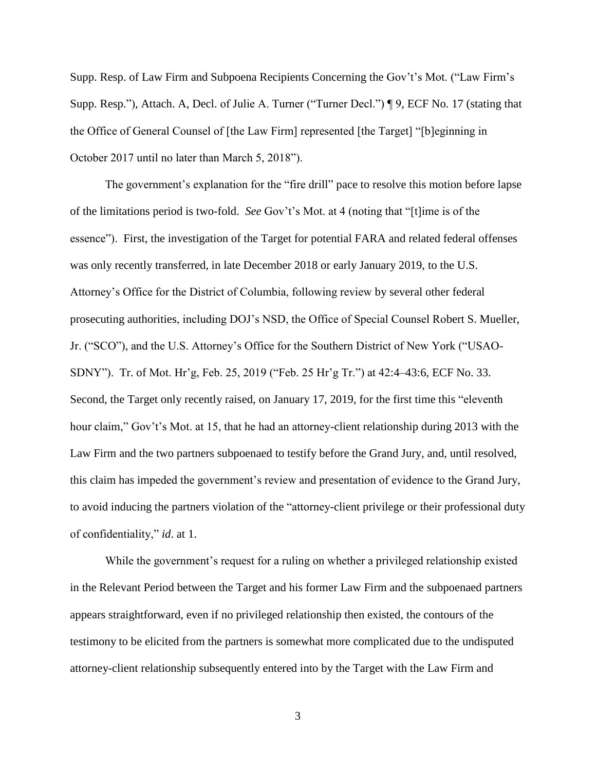Supp. Resp. of Law Firm and Subpoena Recipients Concerning the Gov't's Mot. ("Law Firm's Supp. Resp."), Attach. A, Decl. of Julie A. Turner ("Turner Decl.") ¶ 9, ECF No. 17 (stating that the Office of General Counsel of [the Law Firm] represented [the Target] "[b]eginning in October 2017 until no later than March 5, 2018").

The government's explanation for the "fire drill" pace to resolve this motion before lapse of the limitations period is two-fold. *See* Gov't's Mot. at 4 (noting that "[t]ime is of the essence"). First, the investigation of the Target for potential FARA and related federal offenses was only recently transferred, in late December 2018 or early January 2019, to the U.S. Attorney's Office for the District of Columbia, following review by several other federal prosecuting authorities, including DOJ's NSD, the Office of Special Counsel Robert S. Mueller, Jr. ("SCO"), and the U.S. Attorney's Office for the Southern District of New York ("USAO-SDNY"). Tr. of Mot. Hr'g, Feb. 25, 2019 ("Feb. 25 Hr'g Tr.") at 42:4–43:6, ECF No. 33. Second, the Target only recently raised, on January 17, 2019, for the first time this "eleventh hour claim," Gov't's Mot. at 15, that he had an attorney-client relationship during 2013 with the Law Firm and the two partners subpoenaed to testify before the Grand Jury, and, until resolved, this claim has impeded the government's review and presentation of evidence to the Grand Jury, to avoid inducing the partners violation of the "attorney-client privilege or their professional duty of confidentiality," *id*. at 1.

While the government's request for a ruling on whether a privileged relationship existed in the Relevant Period between the Target and his former Law Firm and the subpoenaed partners appears straightforward, even if no privileged relationship then existed, the contours of the testimony to be elicited from the partners is somewhat more complicated due to the undisputed attorney-client relationship subsequently entered into by the Target with the Law Firm and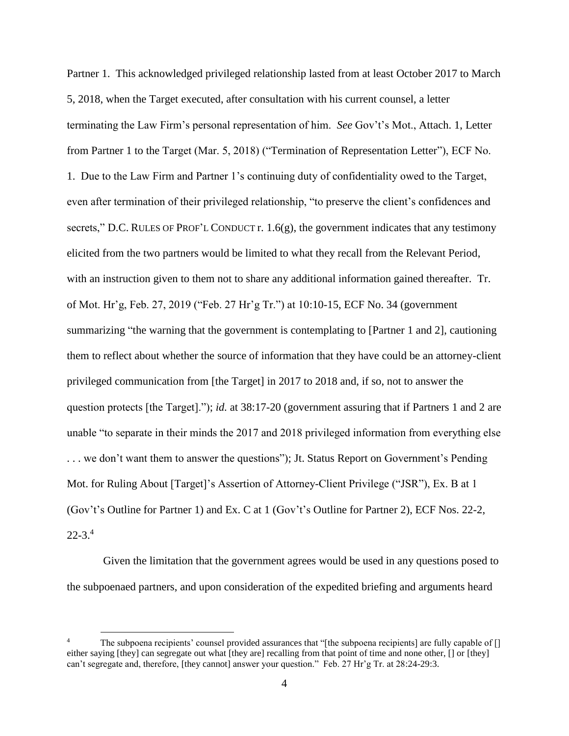Partner 1. This acknowledged privileged relationship lasted from at least October 2017 to March 5, 2018, when the Target executed, after consultation with his current counsel, a letter terminating the Law Firm's personal representation of him. *See* Gov't's Mot., Attach. 1, Letter from Partner 1 to the Target (Mar. 5, 2018) ("Termination of Representation Letter"), ECF No. 1. Due to the Law Firm and Partner 1's continuing duty of confidentiality owed to the Target, even after termination of their privileged relationship, "to preserve the client's confidences and secrets," D.C. RULES OF PROF'L CONDUCT r. 1.6(g), the government indicates that any testimony elicited from the two partners would be limited to what they recall from the Relevant Period, with an instruction given to them not to share any additional information gained thereafter. Tr. of Mot. Hr'g, Feb. 27, 2019 ("Feb. 27 Hr'g Tr.") at 10:10-15, ECF No. 34 (government summarizing "the warning that the government is contemplating to [Partner 1 and 2], cautioning them to reflect about whether the source of information that they have could be an attorney-client privileged communication from [the Target] in 2017 to 2018 and, if so, not to answer the question protects [the Target]."); *id.* at 38:17-20 (government assuring that if Partners 1 and 2 are unable "to separate in their minds the 2017 and 2018 privileged information from everything else . . . we don't want them to answer the questions"); Jt. Status Report on Government's Pending Mot. for Ruling About [Target]'s Assertion of Attorney-Client Privilege ("JSR"), Ex. B at 1 (Gov't's Outline for Partner 1) and Ex. C at 1 (Gov't's Outline for Partner 2), ECF Nos. 22-2, 22-3.[4]

Given the limitation that the government agrees would be used in any questions posed to the subpoenaed partners, and upon consideration of the expedited briefing and arguments heard

[4] The subpoena recipients' counsel provided assurances that "[the subpoena recipients] are fully capable of [] either saying [they] can segregate out what [they are] recalling from that point of time and none other, [] or [they] can't segregate and, therefore, [they cannot] answer your question." Feb. 27 Hr'g Tr. at 28:24-29:3.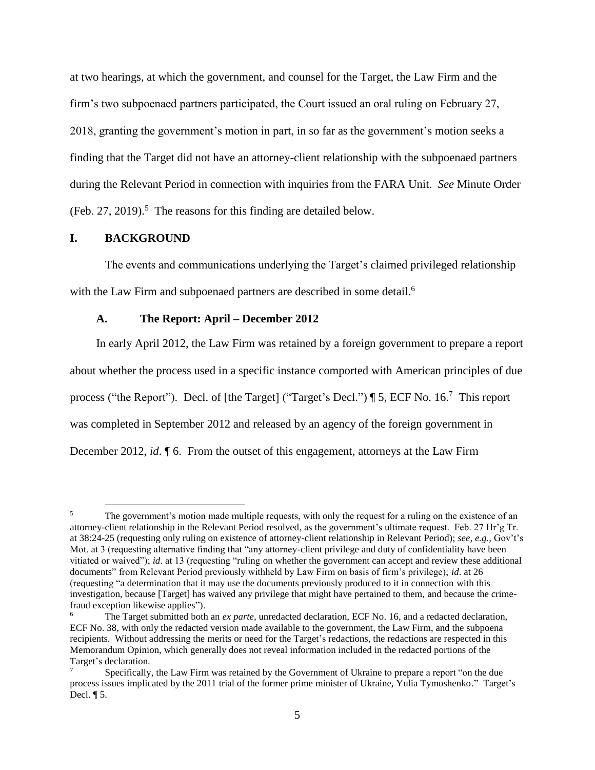at two hearings, at which the government, and counsel for the Target, the Law Firm and the firm's two subpoenaed partners participated, the Court issued an oral ruling on February 27, 2018, granting the government's motion in part, in so far as the government's motion seeks a finding that the Target did not have an attorney-client relationship with the subpoenaed partners during the Relevant Period in connection with inquiries from the FARA Unit. *See* Minute Order (Feb. 27, 2019).[5] The reasons for this finding are detailed below.

## I. BACKGROUND

The events and communications underlying the Target's claimed privileged relationship with the Law Firm and subpoenaed partners are described in some detail.[6]

### A. The Report: April – December 2012

In early April 2012, the Law Firm was retained by a foreign government to prepare a report about whether the process used in a specific instance comported with American principles of due process ("the Report"). Decl. of [the Target] ("Target's Decl.") ¶ 5, ECF No. 16.[7] This report was completed in September 2012 and released by an agency of the foreign government in December 2012, *id*. ¶ 6. From the outset of this engagement, attorneys at the Law Firm

---

[5] The government's motion made multiple requests, with only the request for a ruling on the existence of an attorney-client relationship in the Relevant Period resolved, as the government's ultimate request. Feb. 27 Hr'g Tr. at 38:24-25 (requesting only ruling on existence of attorney-client relationship in Relevant Period); *see, e.g.,* Gov't's Mot. at 3 (requesting alternative finding that "any attorney-client privilege and duty of confidentiality have been vitiated or waived"); *id*. at 13 (requesting "ruling on whether the government can accept and review these additional documents" from Relevant Period previously withheld by Law Firm on basis of firm's privilege); *id*. at 26 (requesting "a determination that it may use the documents previously produced to it in connection with this investigation, because [Target] has waived any privilege that might have pertained to them, and because the crime-fraud exception likewise applies").

[6] The Target submitted both an *ex parte*, unredacted declaration, ECF No. 16, and a redacted declaration, ECF No. 38, with only the redacted version made available to the government, the Law Firm, and the subpoena recipients. Without addressing the merits or need for the Target's redactions, the redactions are respected in this Memorandum Opinion, which generally does not reveal information included in the redacted portions of the Target's declaration.

[7] Specifically, the Law Firm was retained by the Government of Ukraine to prepare a report "on the due process issues implicated by the 2011 trial of the former prime minister of Ukraine, Yulia Tymoshenko." Target's Decl. ¶ 5.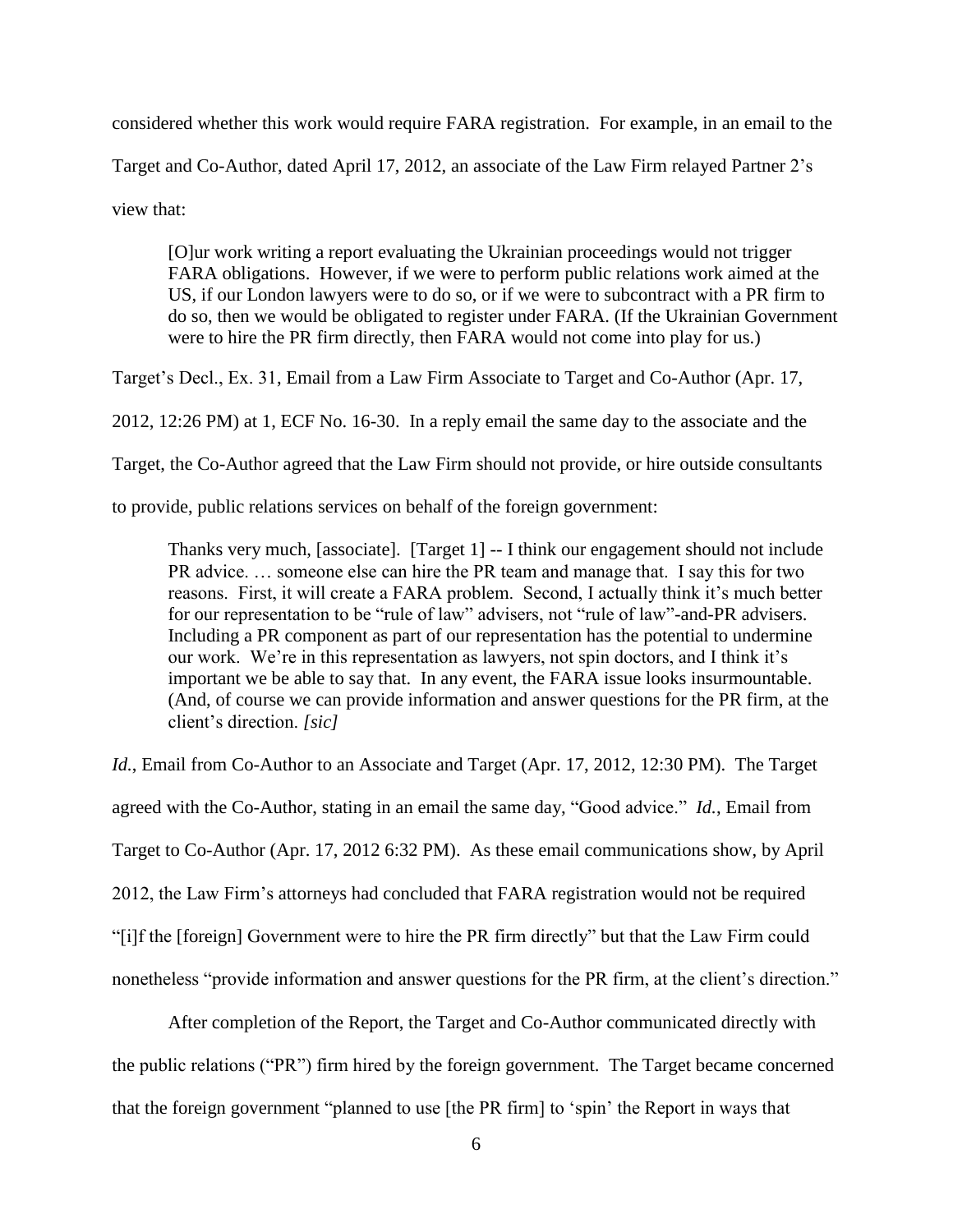considered whether this work would require FARA registration. For example, in an email to the Target and Co-Author, dated April 17, 2012, an associate of the Law Firm relayed Partner 2's view that:

> [O]ur work writing a report evaluating the Ukrainian proceedings would not trigger FARA obligations. However, if we were to perform public relations work aimed at the US, if our London lawyers were to do so, or if we were to subcontract with a PR firm to do so, then we would be obligated to register under FARA. (If the Ukrainian Government were to hire the PR firm directly, then FARA would not come into play for us.)

Target's Decl., Ex. 31, Email from a Law Firm Associate to Target and Co-Author (Apr. 17, 2012, 12:26 PM) at 1, ECF No. 16-30. In a reply email the same day to the associate and the Target, the Co-Author agreed that the Law Firm should not provide, or hire outside consultants to provide, public relations services on behalf of the foreign government:

> Thanks very much, [associate]. [Target 1] -- I think our engagement should not include PR advice. … someone else can hire the PR team and manage that. I say this for two reasons. First, it will create a FARA problem. Second, I actually think it's much better for our representation to be "rule of law" advisers, not "rule of law"-and-PR advisers. Including a PR component as part of our representation has the potential to undermine our work. We're in this representation as lawyers, not spin doctors, and I think it's important we be able to say that. In any event, the FARA issue looks insurmountable. (And, of course we can provide information and answer questions for the PR firm, at the client's direction. *[sic]*

*Id.*, Email from Co-Author to an Associate and Target (Apr. 17, 2012, 12:30 PM). The Target agreed with the Co-Author, stating in an email the same day, "Good advice." *Id.*, Email from Target to Co-Author (Apr. 17, 2012 6:32 PM). As these email communications show, by April 2012, the Law Firm's attorneys had concluded that FARA registration would not be required "[i]f the [foreign] Government were to hire the PR firm directly" but that the Law Firm could nonetheless "provide information and answer questions for the PR firm, at the client's direction."

After completion of the Report, the Target and Co-Author communicated directly with the public relations ("PR") firm hired by the foreign government. The Target became concerned that the foreign government "planned to use [the PR firm] to 'spin' the Report in ways that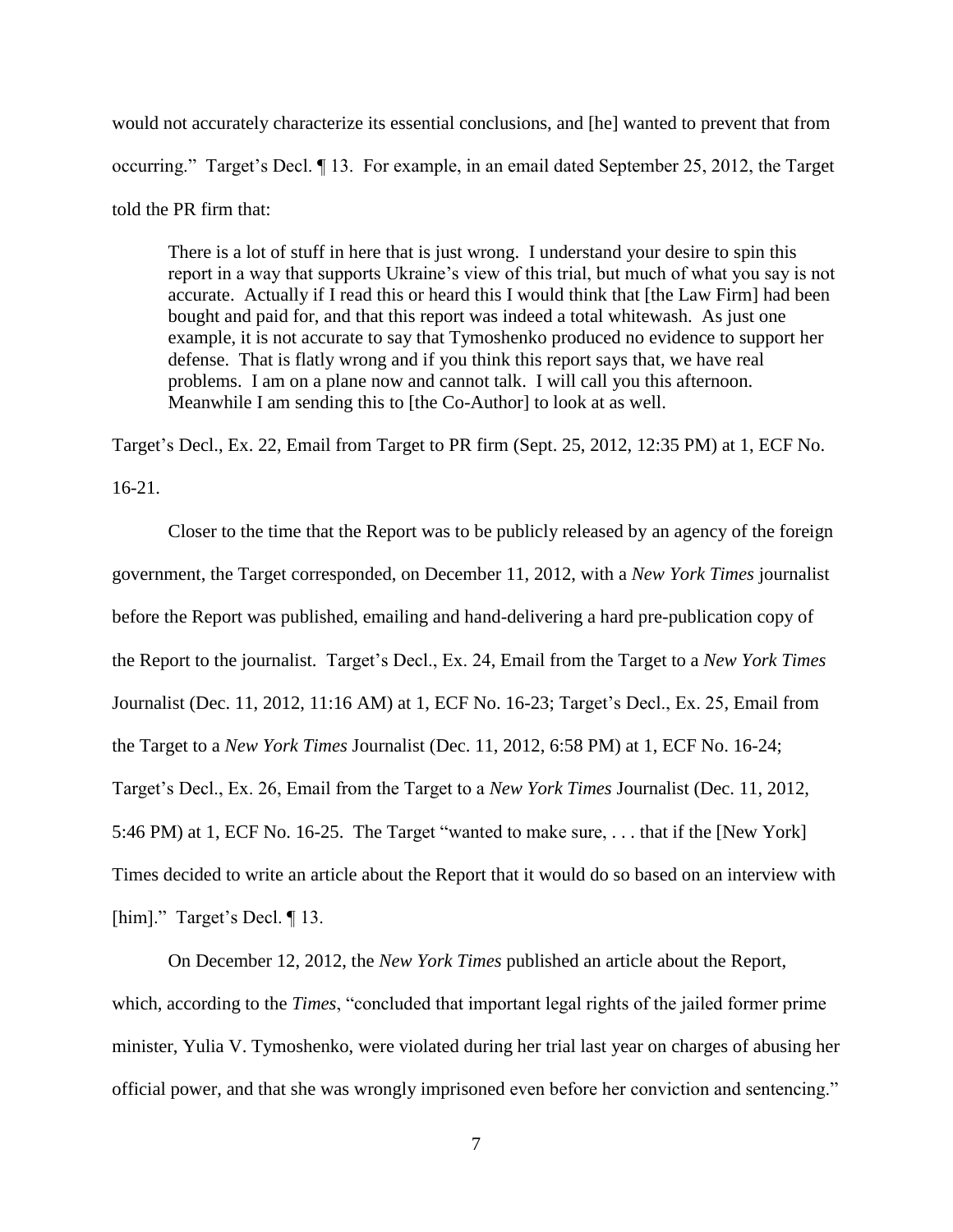would not accurately characterize its essential conclusions, and [he] wanted to prevent that from occurring." Target's Decl. ¶ 13. For example, in an email dated September 25, 2012, the Target told the PR firm that:

> There is a lot of stuff in here that is just wrong. I understand your desire to spin this report in a way that supports Ukraine's view of this trial, but much of what you say is not accurate. Actually if I read this or heard this I would think that [the Law Firm] had been bought and paid for, and that this report was indeed a total whitewash. As just one example, it is not accurate to say that Tymoshenko produced no evidence to support her defense. That is flatly wrong and if you think this report says that, we have real problems. I am on a plane now and cannot talk. I will call you this afternoon. Meanwhile I am sending this to [the Co-Author] to look at as well.

Target's Decl., Ex. 22, Email from Target to PR firm (Sept. 25, 2012, 12:35 PM) at 1, ECF No. 16-21.

Closer to the time that the Report was to be publicly released by an agency of the foreign government, the Target corresponded, on December 11, 2012, with a *New York Times* journalist before the Report was published, emailing and hand-delivering a hard pre-publication copy of the Report to the journalist. Target's Decl., Ex. 24, Email from the Target to a *New York Times* Journalist (Dec. 11, 2012, 11:16 AM) at 1, ECF No. 16-23; Target's Decl., Ex. 25, Email from the Target to a *New York Times* Journalist (Dec. 11, 2012, 6:58 PM) at 1, ECF No. 16-24; Target's Decl., Ex. 26, Email from the Target to a *New York Times* Journalist (Dec. 11, 2012, 5:46 PM) at 1, ECF No. 16-25. The Target "wanted to make sure, . . . that if the [New York] Times decided to write an article about the Report that it would do so based on an interview with [him]." Target's Decl. ¶ 13.

On December 12, 2012, the *New York Times* published an article about the Report, which, according to the *Times*, "concluded that important legal rights of the jailed former prime minister, Yulia V. Tymoshenko, were violated during her trial last year on charges of abusing her official power, and that she was wrongly imprisoned even before her conviction and sentencing."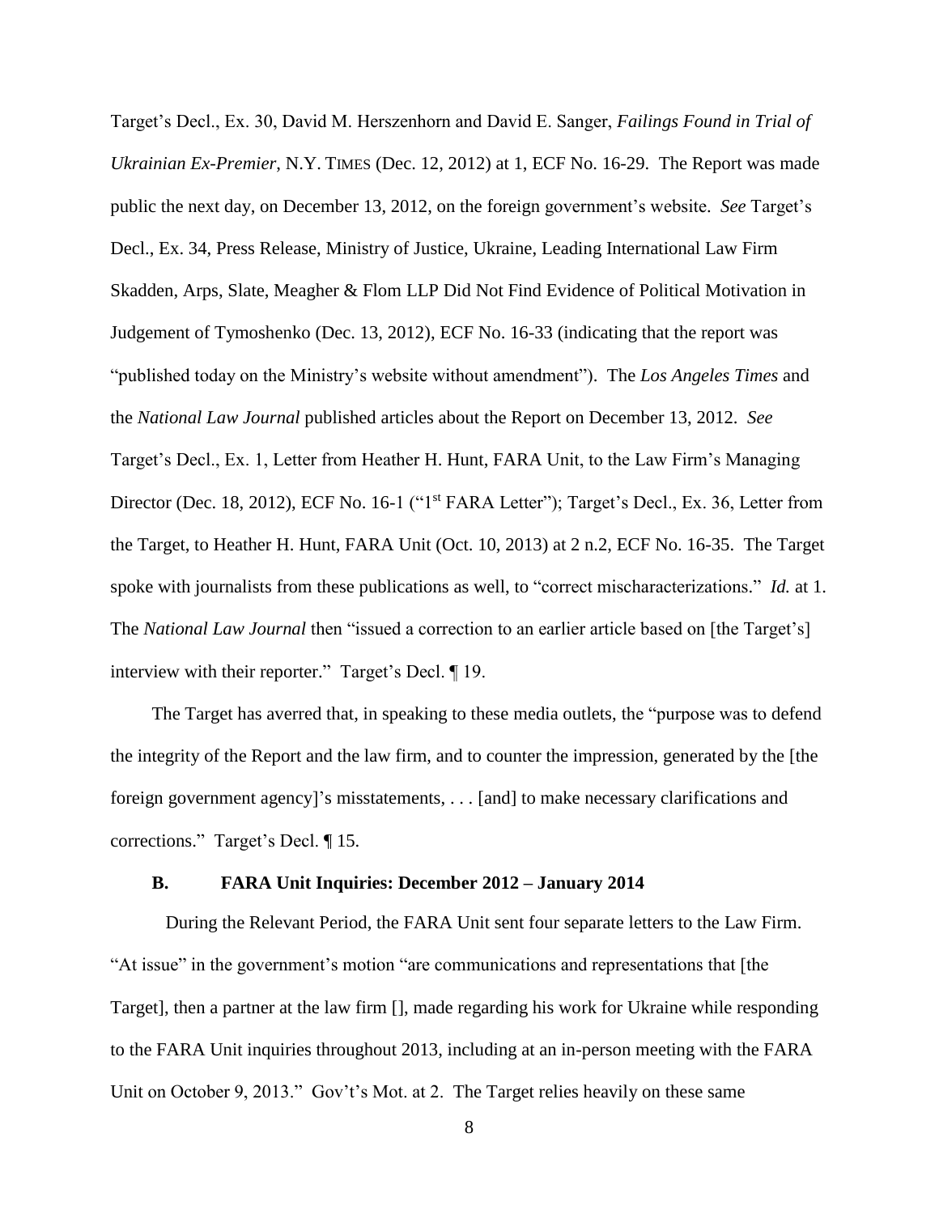Target's Decl., Ex. 30, David M. Herszenhorn and David E. Sanger, *Failings Found in Trial of Ukrainian Ex-Premier*, N.Y. TIMES (Dec. 12, 2012) at 1, ECF No. 16-29. The Report was made public the next day, on December 13, 2012, on the foreign government's website. *See* Target's Decl., Ex. 34, Press Release, Ministry of Justice, Ukraine, Leading International Law Firm Skadden, Arps, Slate, Meagher & Flom LLP Did Not Find Evidence of Political Motivation in Judgement of Tymoshenko (Dec. 13, 2012), ECF No. 16-33 (indicating that the report was "published today on the Ministry's website without amendment"). The *Los Angeles Times* and the *National Law Journal* published articles about the Report on December 13, 2012. *See* Target's Decl., Ex. 1, Letter from Heather H. Hunt, FARA Unit, to the Law Firm's Managing Director (Dec. 18, 2012), ECF No. 16-1 ("1st FARA Letter"); Target's Decl., Ex. 36, Letter from the Target, to Heather H. Hunt, FARA Unit (Oct. 10, 2013) at 2 n.2, ECF No. 16-35. The Target spoke with journalists from these publications as well, to "correct mischaracterizations." *Id.* at 1. The *National Law Journal* then "issued a correction to an earlier article based on [the Target's] interview with their reporter." Target's Decl. ¶ 19.

The Target has averred that, in speaking to these media outlets, the "purpose was to defend the integrity of the Report and the law firm, and to counter the impression, generated by the [the foreign government agency]'s misstatements, . . . [and] to make necessary clarifications and corrections." Target's Decl. ¶ 15.

### B. FARA Unit Inquiries: December 2012 – January 2014

During the Relevant Period, the FARA Unit sent four separate letters to the Law Firm. "At issue" in the government's motion "are communications and representations that [the Target], then a partner at the law firm [], made regarding his work for Ukraine while responding to the FARA Unit inquiries throughout 2013, including at an in-person meeting with the FARA Unit on October 9, 2013." Gov't's Mot. at 2. The Target relies heavily on these same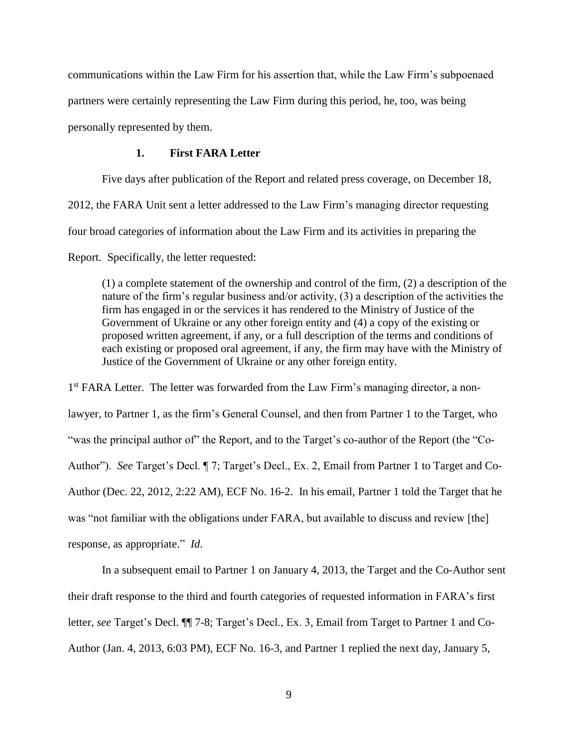communications within the Law Firm for his assertion that, while the Law Firm's subpoenaed partners were certainly representing the Law Firm during this period, he, too, was being personally represented by them.

### 1. First FARA Letter

Five days after publication of the Report and related press coverage, on December 18, 2012, the FARA Unit sent a letter addressed to the Law Firm's managing director requesting four broad categories of information about the Law Firm and its activities in preparing the Report. Specifically, the letter requested:

> (1) a complete statement of the ownership and control of the firm, (2) a description of the nature of the firm's regular business and/or activity, (3) a description of the activities the firm has engaged in or the services it has rendered to the Ministry of Justice of the Government of Ukraine or any other foreign entity and (4) a copy of the existing or proposed written agreement, if any, or a full description of the terms and conditions of each existing or proposed oral agreement, if any, the firm may have with the Ministry of Justice of the Government of Ukraine or any other foreign entity.

1st FARA Letter. The letter was forwarded from the Law Firm's managing director, a non-lawyer, to Partner 1, as the firm's General Counsel, and then from Partner 1 to the Target, who "was the principal author of" the Report, and to the Target's co-author of the Report (the "Co-Author"). *See* Target's Decl. ¶ 7; Target's Decl., Ex. 2, Email from Partner 1 to Target and Co-Author (Dec. 22, 2012, 2:22 AM), ECF No. 16-2. In his email, Partner 1 told the Target that he was "not familiar with the obligations under FARA, but available to discuss and review [the] response, as appropriate." *Id.*

In a subsequent email to Partner 1 on January 4, 2013, the Target and the Co-Author sent their draft response to the third and fourth categories of requested information in FARA's first letter, *see* Target's Decl. ¶¶ 7-8; Target's Decl., Ex. 3, Email from Target to Partner 1 and Co-Author (Jan. 4, 2013, 6:03 PM), ECF No. 16-3, and Partner 1 replied the next day, January 5,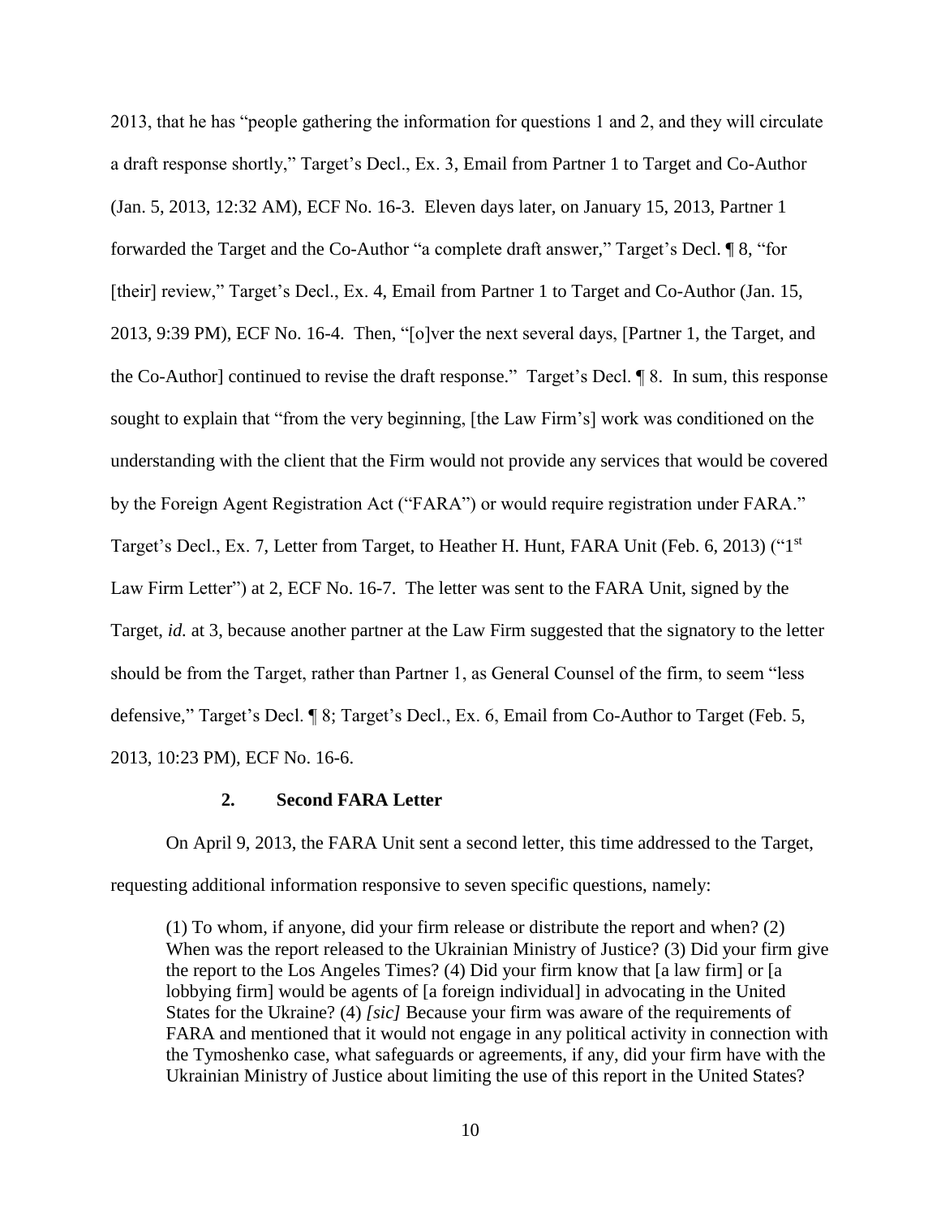2013, that he has "people gathering the information for questions 1 and 2, and they will circulate a draft response shortly," Target's Decl., Ex. 3, Email from Partner 1 to Target and Co-Author (Jan. 5, 2013, 12:32 AM), ECF No. 16-3. Eleven days later, on January 15, 2013, Partner 1 forwarded the Target and the Co-Author "a complete draft answer," Target's Decl. ¶ 8, "for [their] review," Target's Decl., Ex. 4, Email from Partner 1 to Target and Co-Author (Jan. 15, 2013, 9:39 PM), ECF No. 16-4. Then, "[o]ver the next several days, [Partner 1, the Target, and the Co-Author] continued to revise the draft response." Target's Decl. ¶ 8. In sum, this response sought to explain that "from the very beginning, [the Law Firm's] work was conditioned on the understanding with the client that the Firm would not provide any services that would be covered by the Foreign Agent Registration Act ("FARA") or would require registration under FARA." Target's Decl., Ex. 7, Letter from Target, to Heather H. Hunt, FARA Unit (Feb. 6, 2013) ("1st Law Firm Letter") at 2, ECF No. 16-7. The letter was sent to the FARA Unit, signed by the Target, *id.* at 3, because another partner at the Law Firm suggested that the signatory to the letter should be from the Target, rather than Partner 1, as General Counsel of the firm, to seem "less defensive," Target's Decl. ¶ 8; Target's Decl., Ex. 6, Email from Co-Author to Target (Feb. 5, 2013, 10:23 PM), ECF No. 16-6.

### 2. Second FARA Letter

On April 9, 2013, the FARA Unit sent a second letter, this time addressed to the Target, requesting additional information responsive to seven specific questions, namely:

> (1) To whom, if anyone, did your firm release or distribute the report and when? (2) When was the report released to the Ukrainian Ministry of Justice? (3) Did your firm give the report to the Los Angeles Times? (4) Did your firm know that [a law firm] or [a lobbying firm] would be agents of [a foreign individual] in advocating in the United States for the Ukraine? (4) *[sic]* Because your firm was aware of the requirements of FARA and mentioned that it would not engage in any political activity in connection with the Tymoshenko case, what safeguards or agreements, if any, did your firm have with the Ukrainian Ministry of Justice about limiting the use of this report in the United States?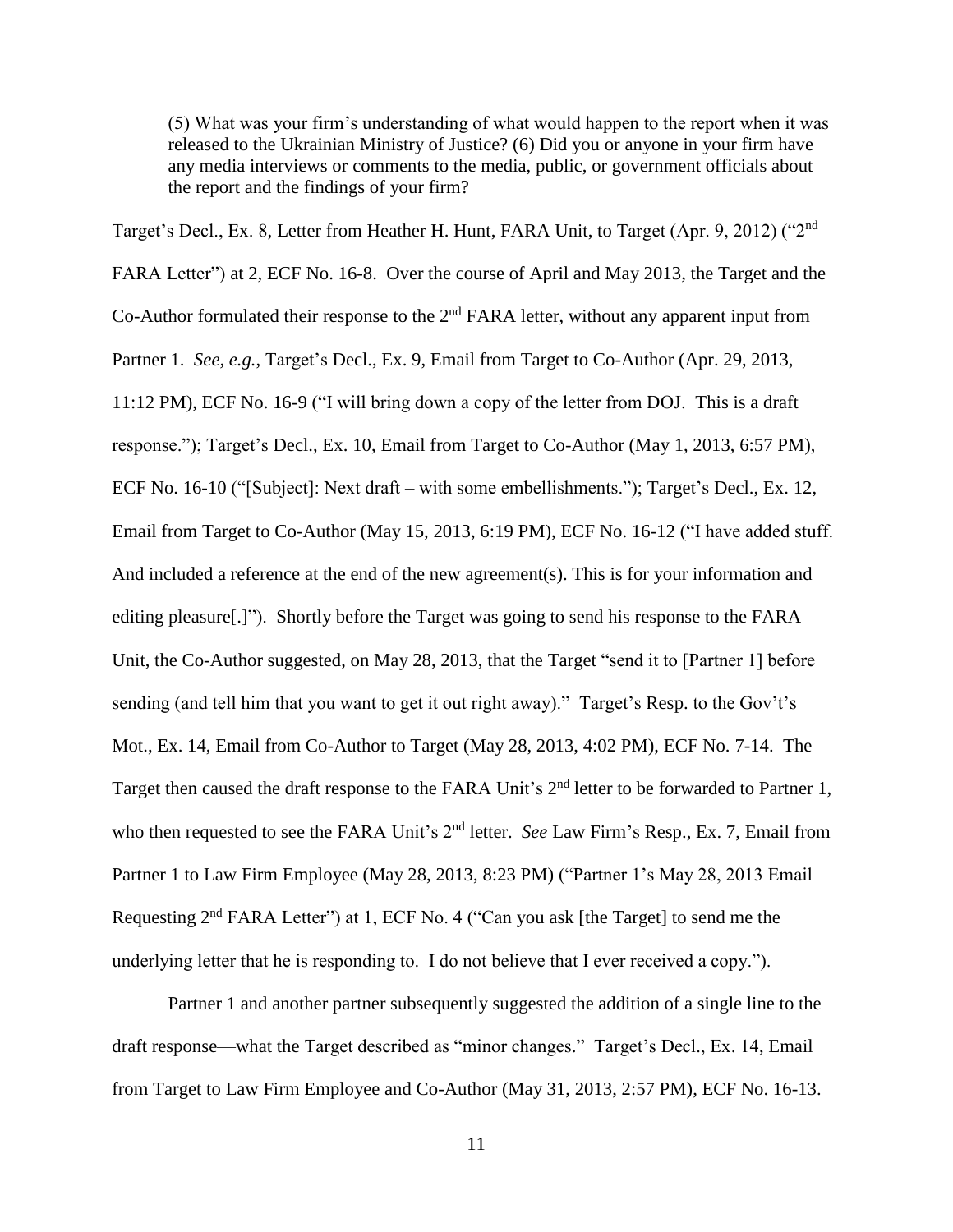> (5) What was your firm's understanding of what would happen to the report when it was released to the Ukrainian Ministry of Justice? (6) Did you or anyone in your firm have any media interviews or comments to the media, public, or government officials about the report and the findings of your firm?

Target's Decl., Ex. 8, Letter from Heather H. Hunt, FARA Unit, to Target (Apr. 9, 2012) ("2nd FARA Letter") at 2, ECF No. 16-8. Over the course of April and May 2013, the Target and the Co-Author formulated their response to the 2nd FARA letter, without any apparent input from Partner 1. *See, e.g.*, Target's Decl., Ex. 9, Email from Target to Co-Author (Apr. 29, 2013, 11:12 PM), ECF No. 16-9 ("I will bring down a copy of the letter from DOJ. This is a draft response."); Target's Decl., Ex. 10, Email from Target to Co-Author (May 1, 2013, 6:57 PM), ECF No. 16-10 ("[Subject]: Next draft – with some embellishments."); Target's Decl., Ex. 12, Email from Target to Co-Author (May 15, 2013, 6:19 PM), ECF No. 16-12 ("I have added stuff. And included a reference at the end of the new agreement(s). This is for your information and editing pleasure[.]"). Shortly before the Target was going to send his response to the FARA Unit, the Co-Author suggested, on May 28, 2013, that the Target "send it to [Partner 1] before sending (and tell him that you want to get it out right away)." Target's Resp. to the Gov't's Mot., Ex. 14, Email from Co-Author to Target (May 28, 2013, 4:02 PM), ECF No. 7-14. The Target then caused the draft response to the FARA Unit's 2nd letter to be forwarded to Partner 1, who then requested to see the FARA Unit's 2nd letter. *See* Law Firm's Resp., Ex. 7, Email from Partner 1 to Law Firm Employee (May 28, 2013, 8:23 PM) ("Partner 1's May 28, 2013 Email Requesting 2nd FARA Letter") at 1, ECF No. 4 ("Can you ask [the Target] to send me the underlying letter that he is responding to. I do not believe that I ever received a copy.").

Partner 1 and another partner subsequently suggested the addition of a single line to the draft response—what the Target described as "minor changes." Target's Decl., Ex. 14, Email from Target to Law Firm Employee and Co-Author (May 31, 2013, 2:57 PM), ECF No. 16-13.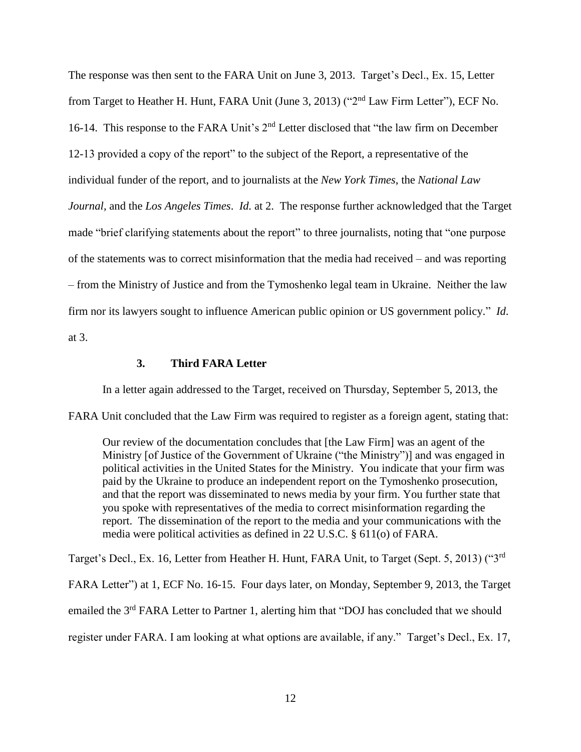The response was then sent to the FARA Unit on June 3, 2013. Target's Decl., Ex. 15, Letter from Target to Heather H. Hunt, FARA Unit (June 3, 2013) ("2nd Law Firm Letter"), ECF No. 16-14. This response to the FARA Unit's 2nd Letter disclosed that "the law firm on December 12-13 provided a copy of the report" to the subject of the Report, a representative of the individual funder of the report, and to journalists at the *New York Times*, the *National Law Journal*, and the *Los Angeles Times*. *Id.* at 2. The response further acknowledged that the Target made "brief clarifying statements about the report" to three journalists, noting that "one purpose of the statements was to correct misinformation that the media had received – and was reporting – from the Ministry of Justice and from the Tymoshenko legal team in Ukraine. Neither the law firm nor its lawyers sought to influence American public opinion or US government policy." *Id.* at 3.

### 3. Third FARA Letter

In a letter again addressed to the Target, received on Thursday, September 5, 2013, the FARA Unit concluded that the Law Firm was required to register as a foreign agent, stating that:

> Our review of the documentation concludes that [the Law Firm] was an agent of the Ministry [of Justice of the Government of Ukraine ("the Ministry")] and was engaged in political activities in the United States for the Ministry. You indicate that your firm was paid by the Ukraine to produce an independent report on the Tymoshenko prosecution, and that the report was disseminated to news media by your firm. You further state that you spoke with representatives of the media to correct misinformation regarding the report. The dissemination of the report to the media and your communications with the media were political activities as defined in 22 U.S.C. § 611(o) of FARA.

Target's Decl., Ex. 16, Letter from Heather H. Hunt, FARA Unit, to Target (Sept. 5, 2013) ("3rd FARA Letter") at 1, ECF No. 16-15. Four days later, on Monday, September 9, 2013, the Target emailed the 3rd FARA Letter to Partner 1, alerting him that "DOJ has concluded that we should register under FARA. I am looking at what options are available, if any." Target's Decl., Ex. 17,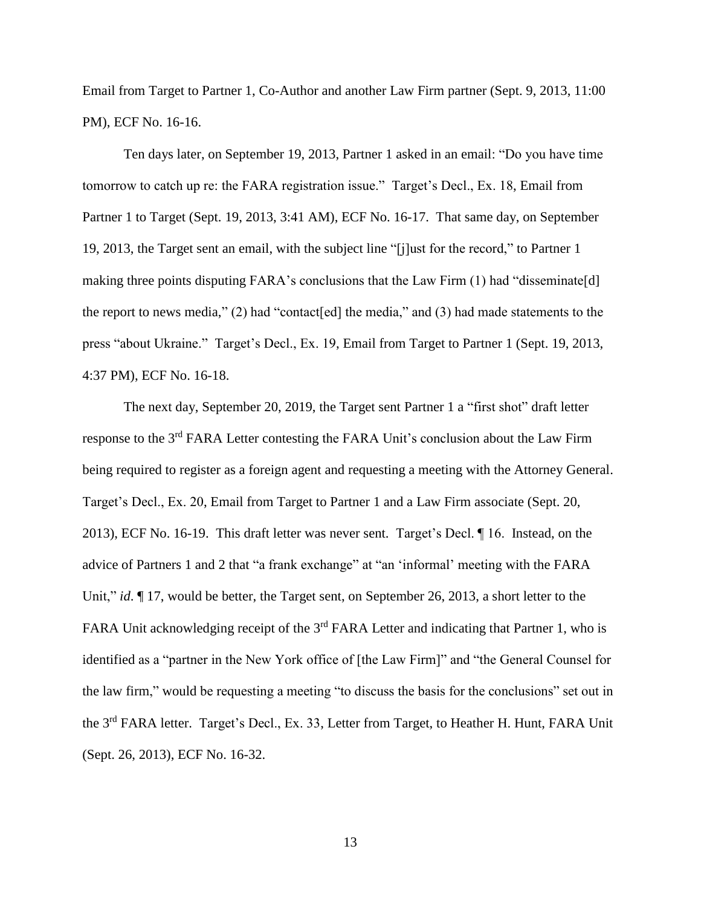Email from Target to Partner 1, Co-Author and another Law Firm partner (Sept. 9, 2013, 11:00 PM), ECF No. 16-16.

Ten days later, on September 19, 2013, Partner 1 asked in an email: "Do you have time tomorrow to catch up re: the FARA registration issue." Target's Decl., Ex. 18, Email from Partner 1 to Target (Sept. 19, 2013, 3:41 AM), ECF No. 16-17. That same day, on September 19, 2013, the Target sent an email, with the subject line "[j]ust for the record," to Partner 1 making three points disputing FARA's conclusions that the Law Firm (1) had "disseminate[d] the report to news media," (2) had "contact[ed] the media," and (3) had made statements to the press "about Ukraine." Target's Decl., Ex. 19, Email from Target to Partner 1 (Sept. 19, 2013, 4:37 PM), ECF No. 16-18.

The next day, September 20, 2019, the Target sent Partner 1 a "first shot" draft letter response to the 3rd FARA Letter contesting the FARA Unit's conclusion about the Law Firm being required to register as a foreign agent and requesting a meeting with the Attorney General. Target's Decl., Ex. 20, Email from Target to Partner 1 and a Law Firm associate (Sept. 20, 2013), ECF No. 16-19. This draft letter was never sent. Target's Decl. ¶ 16. Instead, on the advice of Partners 1 and 2 that "a frank exchange" at "an 'informal' meeting with the FARA Unit," *id*. ¶ 17, would be better, the Target sent, on September 26, 2013, a short letter to the FARA Unit acknowledging receipt of the 3rd FARA Letter and indicating that Partner 1, who is identified as a "partner in the New York office of [the Law Firm]" and "the General Counsel for the law firm," would be requesting a meeting "to discuss the basis for the conclusions" set out in the 3rd FARA letter. Target's Decl., Ex. 33, Letter from Target, to Heather H. Hunt, FARA Unit (Sept. 26, 2013), ECF No. 16-32.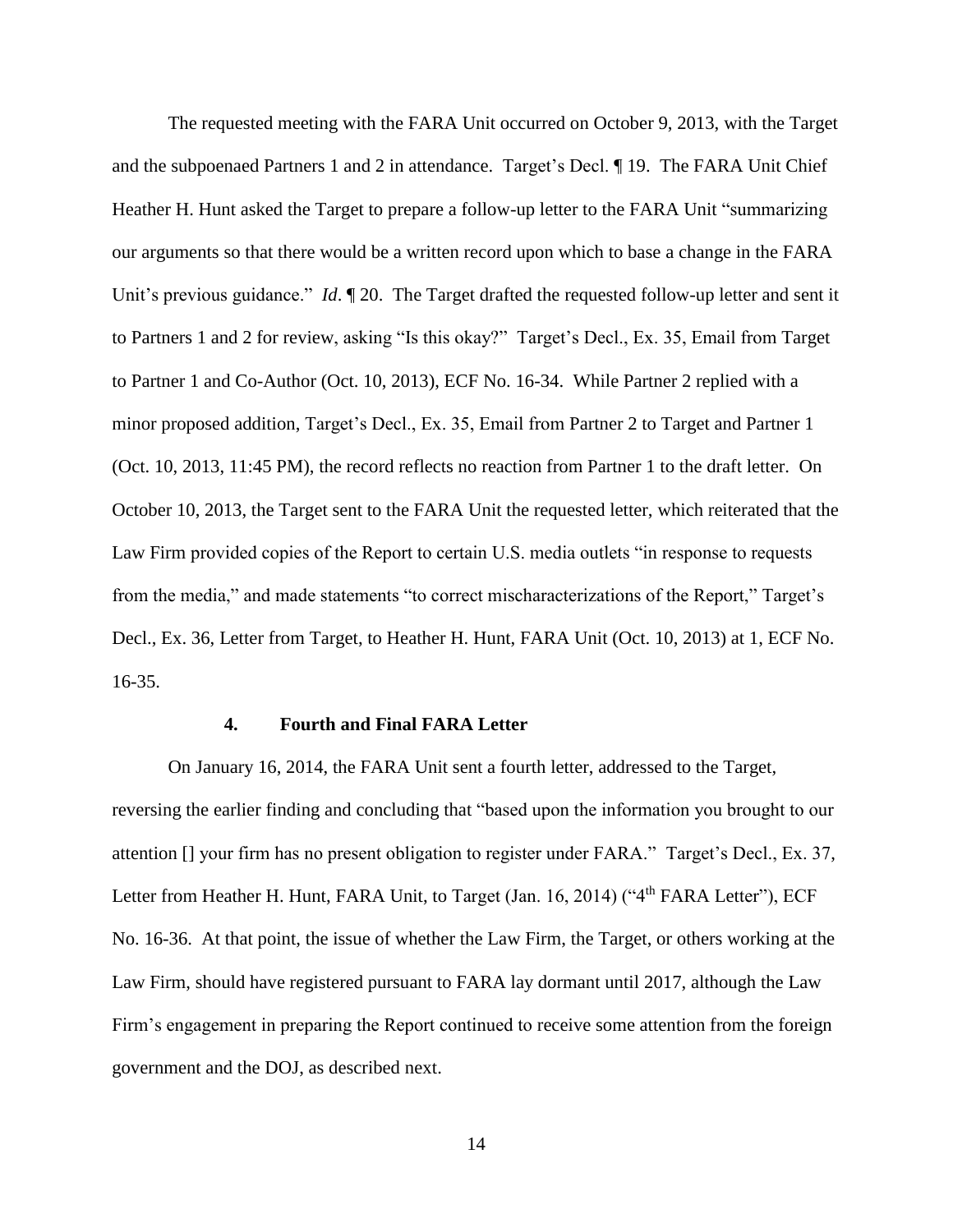The requested meeting with the FARA Unit occurred on October 9, 2013, with the Target and the subpoenaed Partners 1 and 2 in attendance. Target's Decl. ¶ 19. The FARA Unit Chief Heather H. Hunt asked the Target to prepare a follow-up letter to the FARA Unit "summarizing our arguments so that there would be a written record upon which to base a change in the FARA Unit's previous guidance." *Id*. ¶ 20. The Target drafted the requested follow-up letter and sent it to Partners 1 and 2 for review, asking "Is this okay?" Target's Decl., Ex. 35, Email from Target to Partner 1 and Co-Author (Oct. 10, 2013), ECF No. 16-34. While Partner 2 replied with a minor proposed addition, Target's Decl., Ex. 35, Email from Partner 2 to Target and Partner 1 (Oct. 10, 2013, 11:45 PM), the record reflects no reaction from Partner 1 to the draft letter. On October 10, 2013, the Target sent to the FARA Unit the requested letter, which reiterated that the Law Firm provided copies of the Report to certain U.S. media outlets "in response to requests from the media," and made statements "to correct mischaracterizations of the Report," Target's Decl., Ex. 36, Letter from Target, to Heather H. Hunt, FARA Unit (Oct. 10, 2013) at 1, ECF No. 16-35.

#### 4. Fourth and Final FARA Letter

On January 16, 2014, the FARA Unit sent a fourth letter, addressed to the Target, reversing the earlier finding and concluding that "based upon the information you brought to our attention [] your firm has no present obligation to register under FARA." Target's Decl., Ex. 37, Letter from Heather H. Hunt, FARA Unit, to Target (Jan. 16, 2014) ("4th FARA Letter"), ECF No. 16-36. At that point, the issue of whether the Law Firm, the Target, or others working at the Law Firm, should have registered pursuant to FARA lay dormant until 2017, although the Law Firm's engagement in preparing the Report continued to receive some attention from the foreign government and the DOJ, as described next.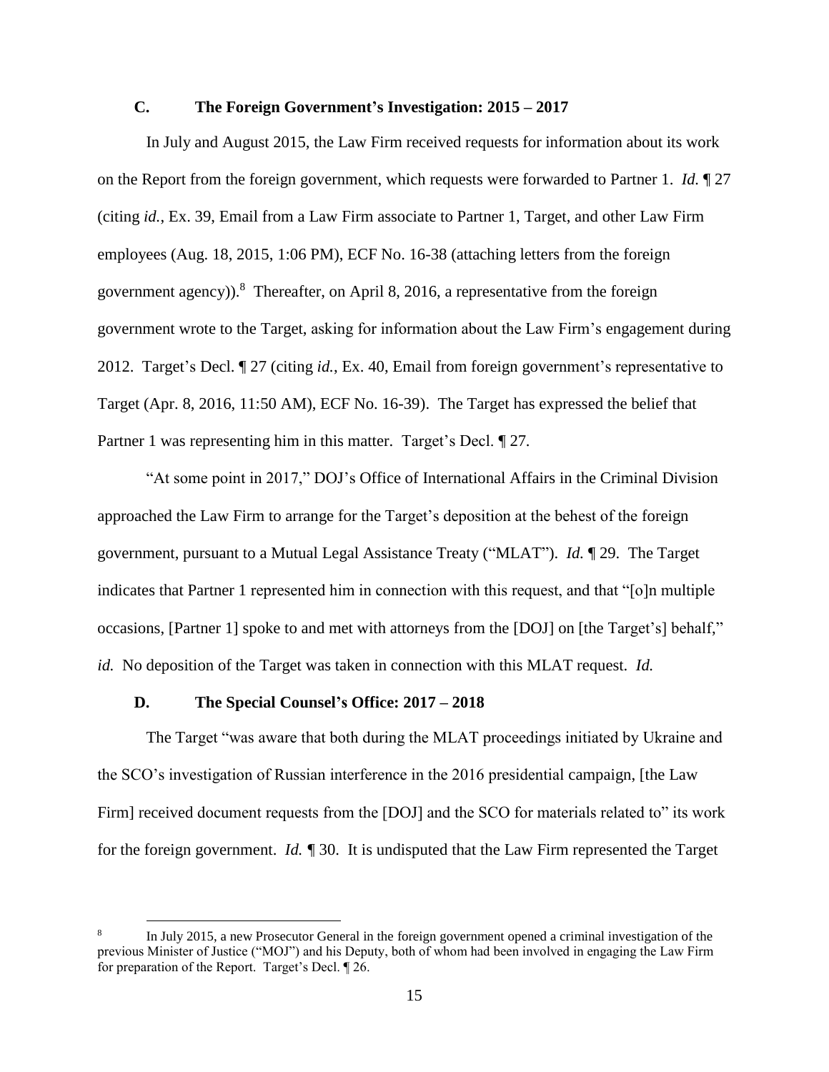### C. The Foreign Government's Investigation: 2015 – 2017

In July and August 2015, the Law Firm received requests for information about its work on the Report from the foreign government, which requests were forwarded to Partner 1. *Id.* ¶ 27 (citing *id.*, Ex. 39, Email from a Law Firm associate to Partner 1, Target, and other Law Firm employees (Aug. 18, 2015, 1:06 PM), ECF No. 16-38 (attaching letters from the foreign government agency)).[8] Thereafter, on April 8, 2016, a representative from the foreign government wrote to the Target, asking for information about the Law Firm's engagement during 2012. Target's Decl. ¶ 27 (citing *id.*, Ex. 40, Email from foreign government's representative to Target (Apr. 8, 2016, 11:50 AM), ECF No. 16-39). The Target has expressed the belief that Partner 1 was representing him in this matter. Target's Decl. ¶ 27.

"At some point in 2017," DOJ's Office of International Affairs in the Criminal Division approached the Law Firm to arrange for the Target's deposition at the behest of the foreign government, pursuant to a Mutual Legal Assistance Treaty ("MLAT"). *Id.* ¶ 29. The Target indicates that Partner 1 represented him in connection with this request, and that "[o]n multiple occasions, [Partner 1] spoke to and met with attorneys from the [DOJ] on [the Target's] behalf," *id.* No deposition of the Target was taken in connection with this MLAT request. *Id.*

### D. The Special Counsel's Office: 2017 – 2018

The Target "was aware that both during the MLAT proceedings initiated by Ukraine and the SCO's investigation of Russian interference in the 2016 presidential campaign, [the Law Firm] received document requests from the [DOJ] and the SCO for materials related to" its work for the foreign government. *Id.* ¶ 30. It is undisputed that the Law Firm represented the Target

[8] In July 2015, a new Prosecutor General in the foreign government opened a criminal investigation of the previous Minister of Justice ("MOJ") and his Deputy, both of whom had been involved in engaging the Law Firm for preparation of the Report. Target's Decl. ¶ 26.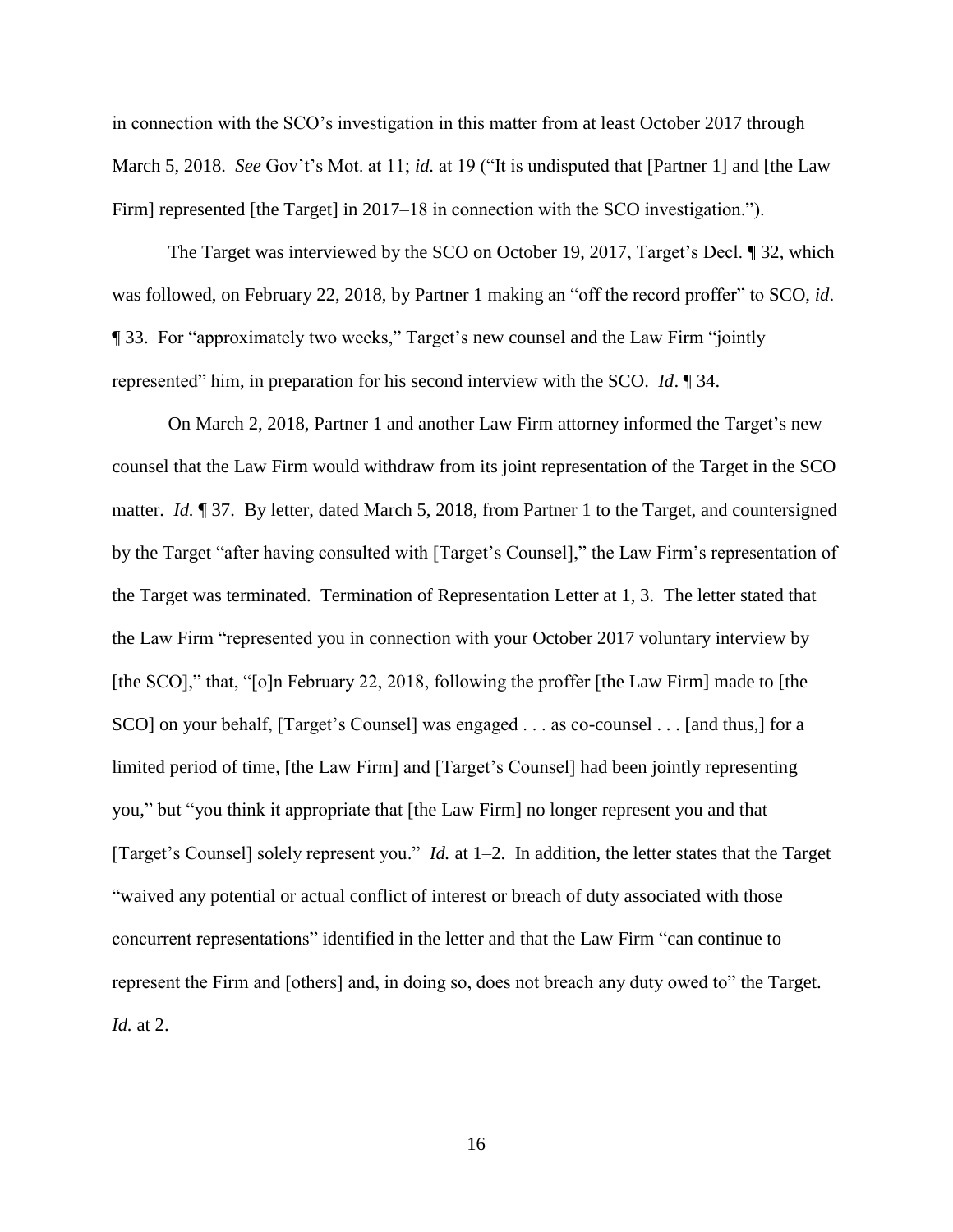in connection with the SCO's investigation in this matter from at least October 2017 through March 5, 2018. *See* Gov't's Mot. at 11; *id.* at 19 ("It is undisputed that [Partner 1] and [the Law Firm] represented [the Target] in 2017–18 in connection with the SCO investigation.").

The Target was interviewed by the SCO on October 19, 2017, Target's Decl. ¶ 32, which was followed, on February 22, 2018, by Partner 1 making an "off the record proffer" to SCO, *id*. ¶ 33. For "approximately two weeks," Target's new counsel and the Law Firm "jointly represented" him, in preparation for his second interview with the SCO. *Id*. ¶ 34.

On March 2, 2018, Partner 1 and another Law Firm attorney informed the Target's new counsel that the Law Firm would withdraw from its joint representation of the Target in the SCO matter. *Id.* ¶ 37. By letter, dated March 5, 2018, from Partner 1 to the Target, and countersigned by the Target "after having consulted with [Target's Counsel]," the Law Firm's representation of the Target was terminated. Termination of Representation Letter at 1, 3. The letter stated that the Law Firm "represented you in connection with your October 2017 voluntary interview by [the SCO]," that, "[o]n February 22, 2018, following the proffer [the Law Firm] made to [the SCO] on your behalf, [Target's Counsel] was engaged . . . as co-counsel . . . [and thus,] for a limited period of time, [the Law Firm] and [Target's Counsel] had been jointly representing you," but "you think it appropriate that [the Law Firm] no longer represent you and that [Target's Counsel] solely represent you." *Id.* at 1–2. In addition, the letter states that the Target "waived any potential or actual conflict of interest or breach of duty associated with those concurrent representations" identified in the letter and that the Law Firm "can continue to represent the Firm and [others] and, in doing so, does not breach any duty owed to" the Target. *Id.* at 2.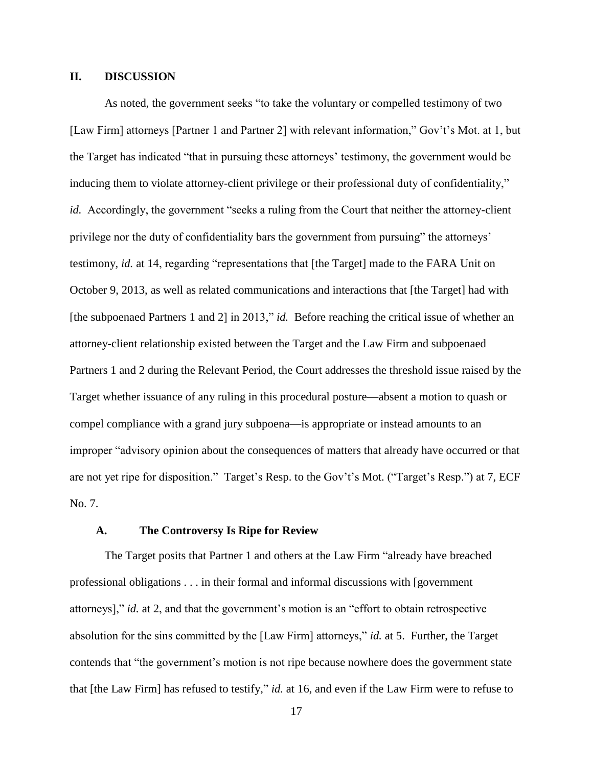## II. DISCUSSION

As noted, the government seeks "to take the voluntary or compelled testimony of two [Law Firm] attorneys [Partner 1 and Partner 2] with relevant information," Gov't's Mot. at 1, but the Target has indicated "that in pursuing these attorneys' testimony, the government would be inducing them to violate attorney-client privilege or their professional duty of confidentiality," *id.* Accordingly, the government "seeks a ruling from the Court that neither the attorney-client privilege nor the duty of confidentiality bars the government from pursuing" the attorneys' testimony, *id.* at 14, regarding "representations that [the Target] made to the FARA Unit on October 9, 2013, as well as related communications and interactions that [the Target] had with [the subpoenaed Partners 1 and 2] in 2013," *id.* Before reaching the critical issue of whether an attorney-client relationship existed between the Target and the Law Firm and subpoenaed Partners 1 and 2 during the Relevant Period, the Court addresses the threshold issue raised by the Target whether issuance of any ruling in this procedural posture—absent a motion to quash or compel compliance with a grand jury subpoena—is appropriate or instead amounts to an improper "advisory opinion about the consequences of matters that already have occurred or that are not yet ripe for disposition." Target's Resp. to the Gov't's Mot. ("Target's Resp.") at 7, ECF No. 7.

### A. The Controversy Is Ripe for Review

The Target posits that Partner 1 and others at the Law Firm "already have breached professional obligations . . . in their formal and informal discussions with [government attorneys]," *id.* at 2, and that the government's motion is an "effort to obtain retrospective absolution for the sins committed by the [Law Firm] attorneys," *id.* at 5. Further, the Target contends that "the government's motion is not ripe because nowhere does the government state that [the Law Firm] has refused to testify," *id.* at 16, and even if the Law Firm were to refuse to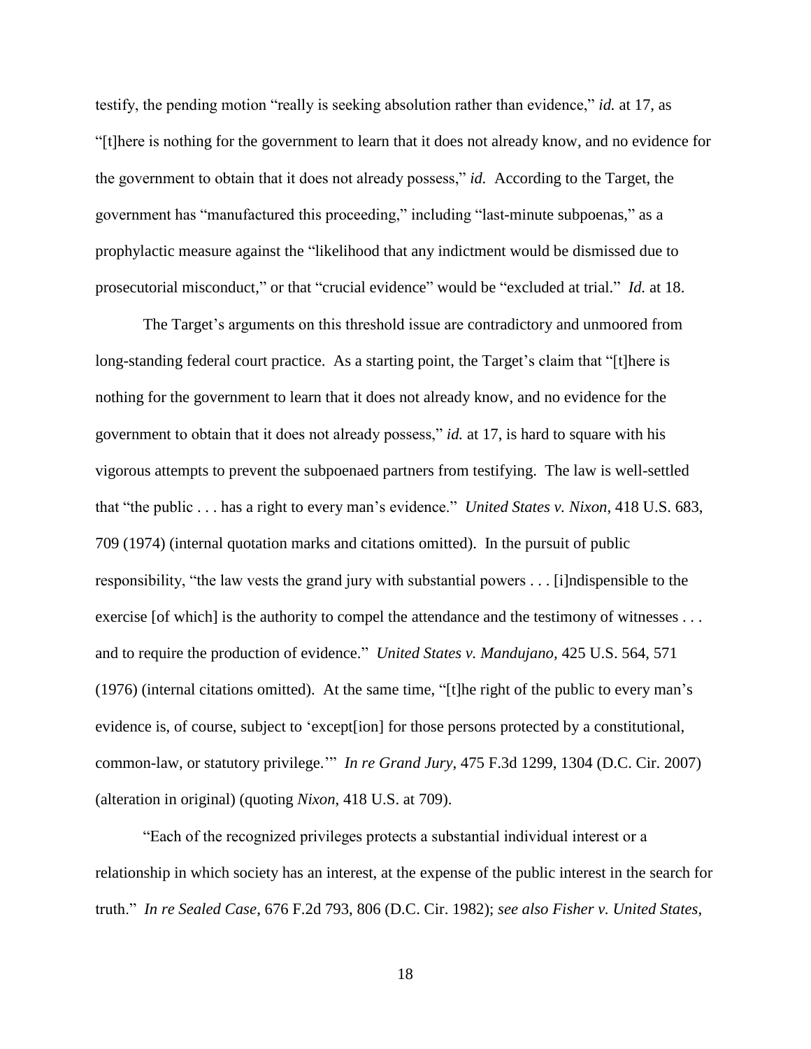testify, the pending motion "really is seeking absolution rather than evidence," *id.* at 17, as "[t]here is nothing for the government to learn that it does not already know, and no evidence for the government to obtain that it does not already possess," *id.* According to the Target, the government has "manufactured this proceeding," including "last-minute subpoenas," as a prophylactic measure against the "likelihood that any indictment would be dismissed due to prosecutorial misconduct," or that "crucial evidence" would be "excluded at trial." *Id.* at 18.

The Target's arguments on this threshold issue are contradictory and unmoored from long-standing federal court practice. As a starting point, the Target's claim that "[t]here is nothing for the government to learn that it does not already know, and no evidence for the government to obtain that it does not already possess," *id.* at 17, is hard to square with his vigorous attempts to prevent the subpoenaed partners from testifying. The law is well-settled that "the public . . . has a right to every man's evidence." *United States v. Nixon*, 418 U.S. 683, 709 (1974) (internal quotation marks and citations omitted). In the pursuit of public responsibility, "the law vests the grand jury with substantial powers . . . [i]ndispensible to the exercise [of which] is the authority to compel the attendance and the testimony of witnesses . . . and to require the production of evidence." *United States v. Mandujano*, 425 U.S. 564, 571 (1976) (internal citations omitted). At the same time, "[t]he right of the public to every man's evidence is, of course, subject to 'except[ion] for those persons protected by a constitutional, common-law, or statutory privilege.'" *In re Grand Jury*, 475 F.3d 1299, 1304 (D.C. Cir. 2007) (alteration in original) (quoting *Nixon*, 418 U.S. at 709).

"Each of the recognized privileges protects a substantial individual interest or a relationship in which society has an interest, at the expense of the public interest in the search for truth." *In re Sealed Case*, 676 F.2d 793, 806 (D.C. Cir. 1982); *see also Fisher v. United States*,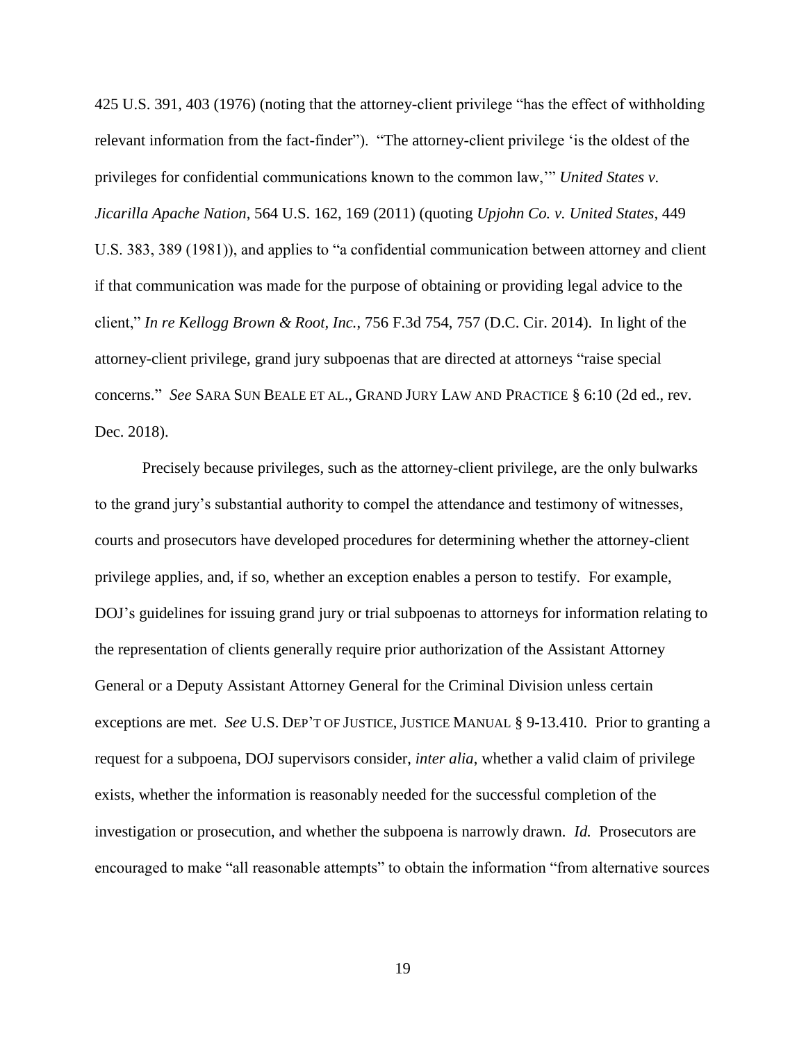425 U.S. 391, 403 (1976) (noting that the attorney-client privilege "has the effect of withholding relevant information from the fact-finder"). "The attorney-client privilege 'is the oldest of the privileges for confidential communications known to the common law,'" *United States v. Jicarilla Apache Nation*, 564 U.S. 162, 169 (2011) (quoting *Upjohn Co. v. United States*, 449 U.S. 383, 389 (1981)), and applies to "a confidential communication between attorney and client if that communication was made for the purpose of obtaining or providing legal advice to the client," *In re Kellogg Brown & Root, Inc.*, 756 F.3d 754, 757 (D.C. Cir. 2014). In light of the attorney-client privilege, grand jury subpoenas that are directed at attorneys "raise special concerns." *See* SARA SUN BEALE ET AL., GRAND JURY LAW AND PRACTICE § 6:10 (2d ed., rev. Dec. 2018).

Precisely because privileges, such as the attorney-client privilege, are the only bulwarks to the grand jury's substantial authority to compel the attendance and testimony of witnesses, courts and prosecutors have developed procedures for determining whether the attorney-client privilege applies, and, if so, whether an exception enables a person to testify. For example, DOJ's guidelines for issuing grand jury or trial subpoenas to attorneys for information relating to the representation of clients generally require prior authorization of the Assistant Attorney General or a Deputy Assistant Attorney General for the Criminal Division unless certain exceptions are met. *See* U.S. DEP'T OF JUSTICE, JUSTICE MANUAL § 9-13.410. Prior to granting a request for a subpoena, DOJ supervisors consider, *inter alia*, whether a valid claim of privilege exists, whether the information is reasonably needed for the successful completion of the investigation or prosecution, and whether the subpoena is narrowly drawn. *Id.* Prosecutors are encouraged to make "all reasonable attempts" to obtain the information "from alternative sources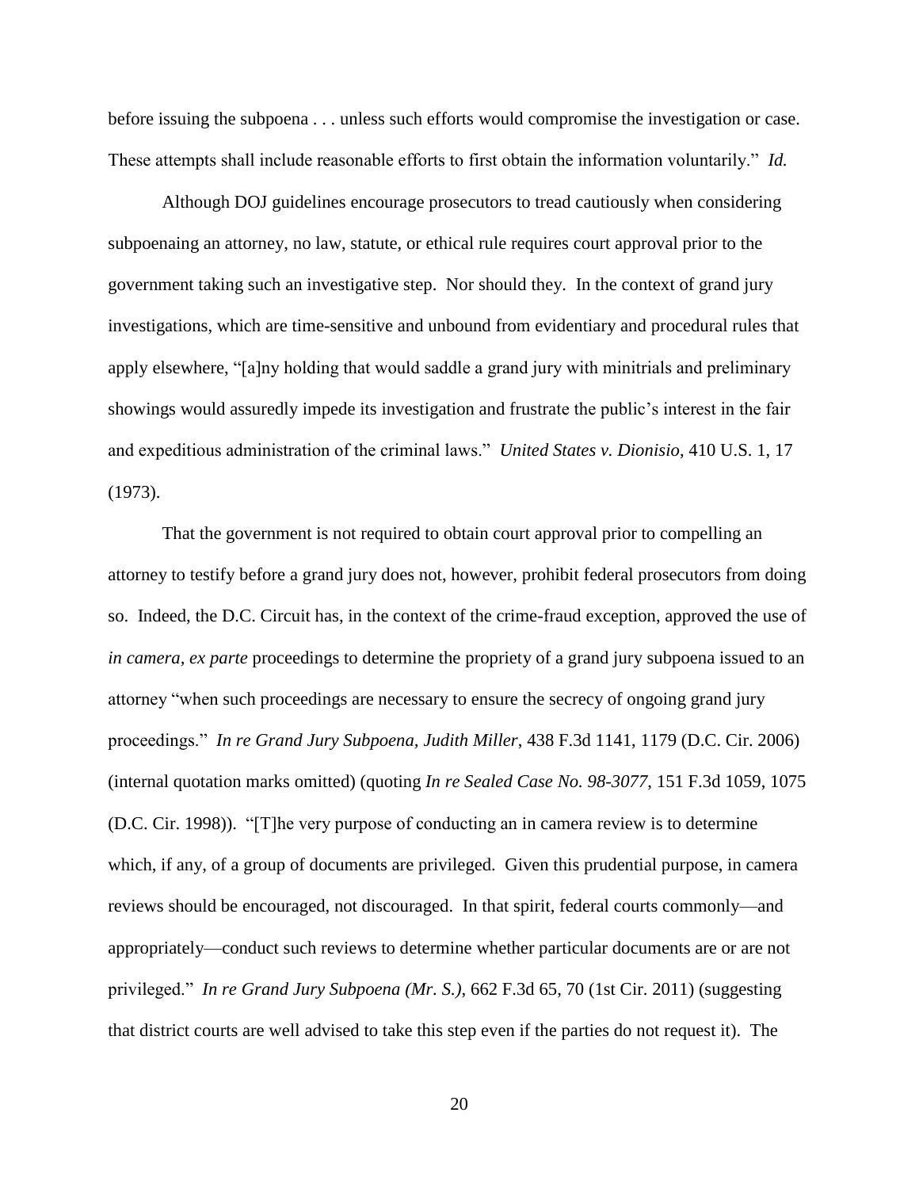before issuing the subpoena . . . unless such efforts would compromise the investigation or case. These attempts shall include reasonable efforts to first obtain the information voluntarily." *Id.*

Although DOJ guidelines encourage prosecutors to tread cautiously when considering subpoenaing an attorney, no law, statute, or ethical rule requires court approval prior to the government taking such an investigative step. Nor should they. In the context of grand jury investigations, which are time-sensitive and unbound from evidentiary and procedural rules that apply elsewhere, "[a]ny holding that would saddle a grand jury with minitrials and preliminary showings would assuredly impede its investigation and frustrate the public's interest in the fair and expeditious administration of the criminal laws." *United States v. Dionisio*, 410 U.S. 1, 17 (1973).

That the government is not required to obtain court approval prior to compelling an attorney to testify before a grand jury does not, however, prohibit federal prosecutors from doing so. Indeed, the D.C. Circuit has, in the context of the crime-fraud exception, approved the use of *in camera*, *ex parte* proceedings to determine the propriety of a grand jury subpoena issued to an attorney "when such proceedings are necessary to ensure the secrecy of ongoing grand jury proceedings." *In re Grand Jury Subpoena, Judith Miller*, 438 F.3d 1141, 1179 (D.C. Cir. 2006) (internal quotation marks omitted) (quoting *In re Sealed Case No. 98-3077*, 151 F.3d 1059, 1075 (D.C. Cir. 1998)). "[T]he very purpose of conducting an in camera review is to determine which, if any, of a group of documents are privileged. Given this prudential purpose, in camera reviews should be encouraged, not discouraged. In that spirit, federal courts commonly—and appropriately—conduct such reviews to determine whether particular documents are or are not privileged." *In re Grand Jury Subpoena (Mr. S.)*, 662 F.3d 65, 70 (1st Cir. 2011) (suggesting that district courts are well advised to take this step even if the parties do not request it). The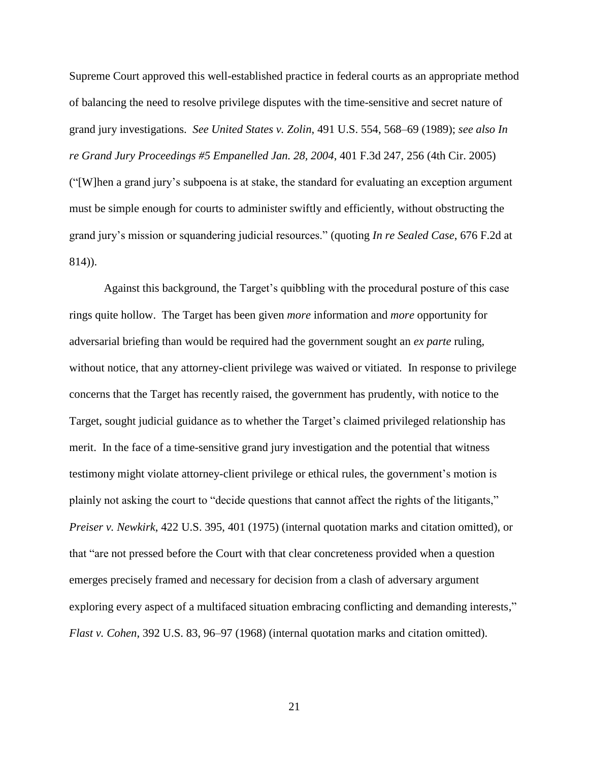Supreme Court approved this well-established practice in federal courts as an appropriate method of balancing the need to resolve privilege disputes with the time-sensitive and secret nature of grand jury investigations. *See United States v. Zolin*, 491 U.S. 554, 568–69 (1989); *see also In re Grand Jury Proceedings #5 Empanelled Jan. 28, 2004*, 401 F.3d 247, 256 (4th Cir. 2005) ("[W]hen a grand jury's subpoena is at stake, the standard for evaluating an exception argument must be simple enough for courts to administer swiftly and efficiently, without obstructing the grand jury's mission or squandering judicial resources." (quoting *In re Sealed Case*, 676 F.2d at 814)).

Against this background, the Target's quibbling with the procedural posture of this case rings quite hollow. The Target has been given *more* information and *more* opportunity for adversarial briefing than would be required had the government sought an *ex parte* ruling, without notice, that any attorney-client privilege was waived or vitiated. In response to privilege concerns that the Target has recently raised, the government has prudently, with notice to the Target, sought judicial guidance as to whether the Target's claimed privileged relationship has merit. In the face of a time-sensitive grand jury investigation and the potential that witness testimony might violate attorney-client privilege or ethical rules, the government's motion is plainly not asking the court to "decide questions that cannot affect the rights of the litigants," *Preiser v. Newkirk*, 422 U.S. 395, 401 (1975) (internal quotation marks and citation omitted), or that "are not pressed before the Court with that clear concreteness provided when a question emerges precisely framed and necessary for decision from a clash of adversary argument exploring every aspect of a multifaced situation embracing conflicting and demanding interests," *Flast v. Cohen*, 392 U.S. 83, 96–97 (1968) (internal quotation marks and citation omitted).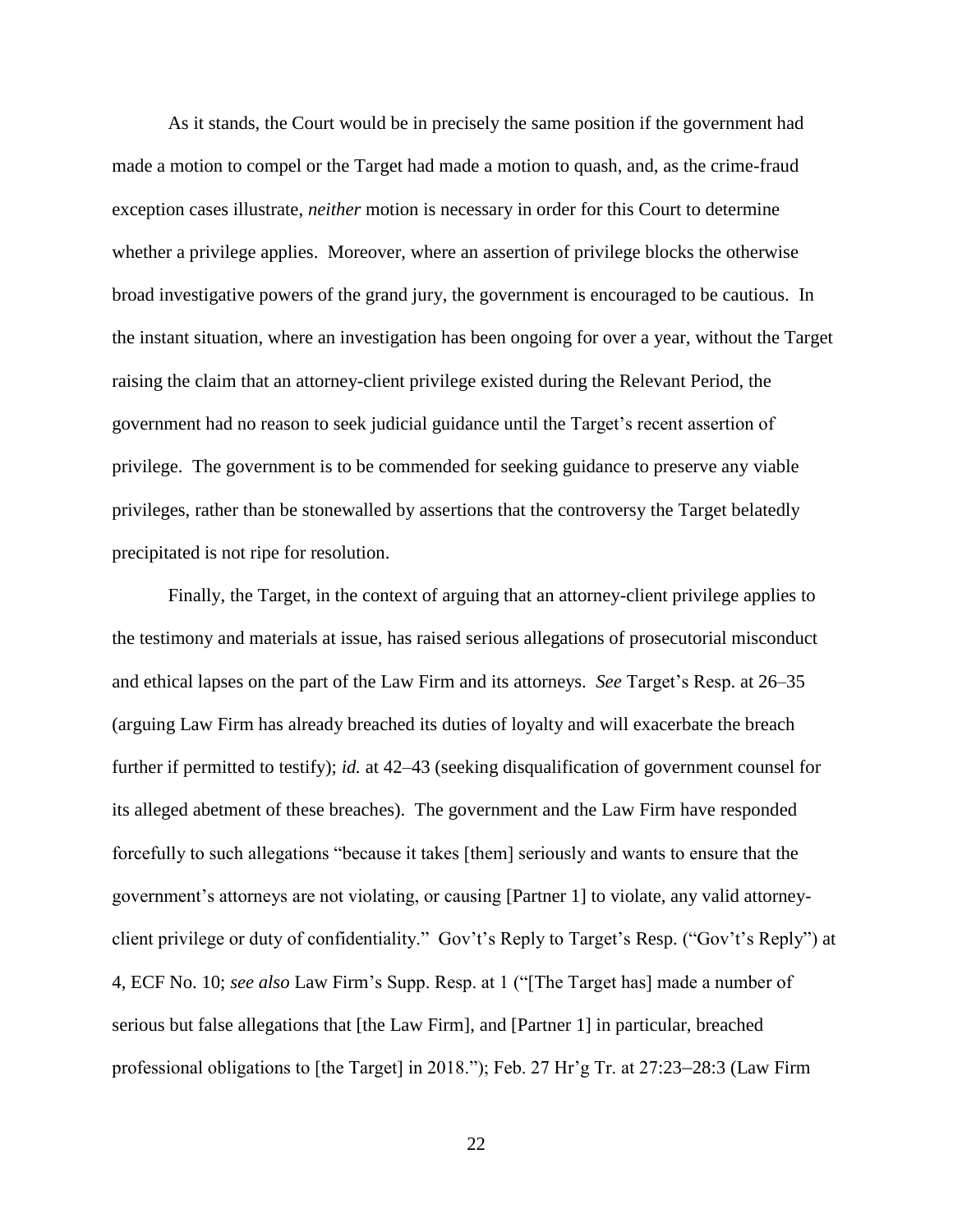As it stands, the Court would be in precisely the same position if the government had made a motion to compel or the Target had made a motion to quash, and, as the crime-fraud exception cases illustrate, *neither* motion is necessary in order for this Court to determine whether a privilege applies. Moreover, where an assertion of privilege blocks the otherwise broad investigative powers of the grand jury, the government is encouraged to be cautious. In the instant situation, where an investigation has been ongoing for over a year, without the Target raising the claim that an attorney-client privilege existed during the Relevant Period, the government had no reason to seek judicial guidance until the Target's recent assertion of privilege. The government is to be commended for seeking guidance to preserve any viable privileges, rather than be stonewalled by assertions that the controversy the Target belatedly precipitated is not ripe for resolution.

Finally, the Target, in the context of arguing that an attorney-client privilege applies to the testimony and materials at issue, has raised serious allegations of prosecutorial misconduct and ethical lapses on the part of the Law Firm and its attorneys. *See* Target's Resp. at 26–35 (arguing Law Firm has already breached its duties of loyalty and will exacerbate the breach further if permitted to testify); *id.* at 42–43 (seeking disqualification of government counsel for its alleged abetment of these breaches). The government and the Law Firm have responded forcefully to such allegations "because it takes [them] seriously and wants to ensure that the government's attorneys are not violating, or causing [Partner 1] to violate, any valid attorney-client privilege or duty of confidentiality." Gov't's Reply to Target's Resp. ("Gov't's Reply") at 4, ECF No. 10; *see also* Law Firm's Supp. Resp. at 1 ("[The Target has] made a number of serious but false allegations that [the Law Firm], and [Partner 1] in particular, breached professional obligations to [the Target] in 2018."); Feb. 27 Hr'g Tr. at 27:23–28:3 (Law Firm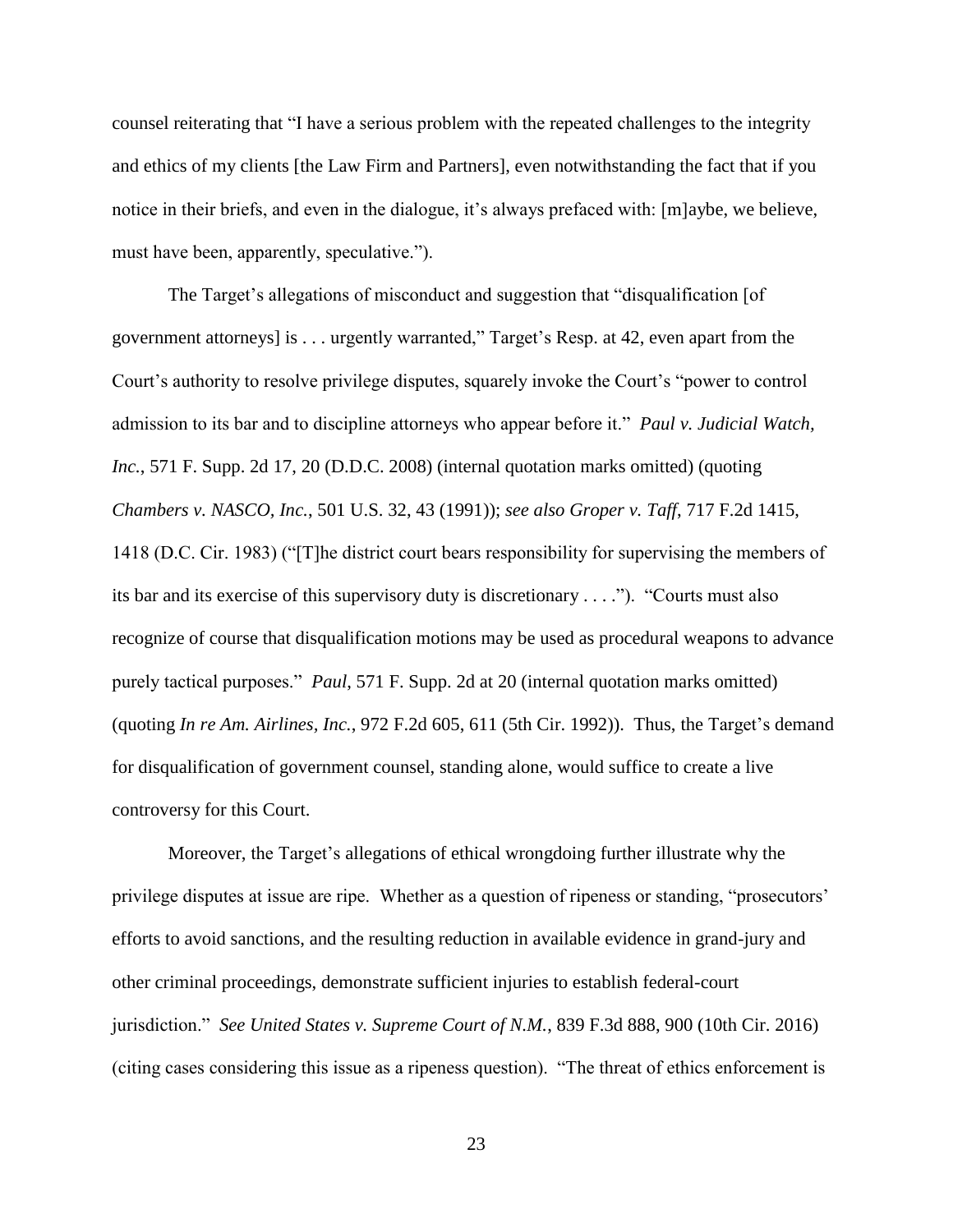counsel reiterating that "I have a serious problem with the repeated challenges to the integrity and ethics of my clients [the Law Firm and Partners], even notwithstanding the fact that if you notice in their briefs, and even in the dialogue, it's always prefaced with: [m]aybe, we believe, must have been, apparently, speculative.").

The Target's allegations of misconduct and suggestion that "disqualification [of government attorneys] is . . . urgently warranted," Target's Resp. at 42, even apart from the Court's authority to resolve privilege disputes, squarely invoke the Court's "power to control admission to its bar and to discipline attorneys who appear before it." *Paul v. Judicial Watch, Inc.*, 571 F. Supp. 2d 17, 20 (D.D.C. 2008) (internal quotation marks omitted) (quoting *Chambers v. NASCO, Inc.*, 501 U.S. 32, 43 (1991)); *see also Groper v. Taff*, 717 F.2d 1415, 1418 (D.C. Cir. 1983) ("[T]he district court bears responsibility for supervising the members of its bar and its exercise of this supervisory duty is discretionary . . . ."). "Courts must also recognize of course that disqualification motions may be used as procedural weapons to advance purely tactical purposes." *Paul*, 571 F. Supp. 2d at 20 (internal quotation marks omitted) (quoting *In re Am. Airlines, Inc.*, 972 F.2d 605, 611 (5th Cir. 1992)). Thus, the Target's demand for disqualification of government counsel, standing alone, would suffice to create a live controversy for this Court.

Moreover, the Target's allegations of ethical wrongdoing further illustrate why the privilege disputes at issue are ripe. Whether as a question of ripeness or standing, "prosecutors' efforts to avoid sanctions, and the resulting reduction in available evidence in grand-jury and other criminal proceedings, demonstrate sufficient injuries to establish federal-court jurisdiction." *See United States v. Supreme Court of N.M.*, 839 F.3d 888, 900 (10th Cir. 2016) (citing cases considering this issue as a ripeness question). "The threat of ethics enforcement is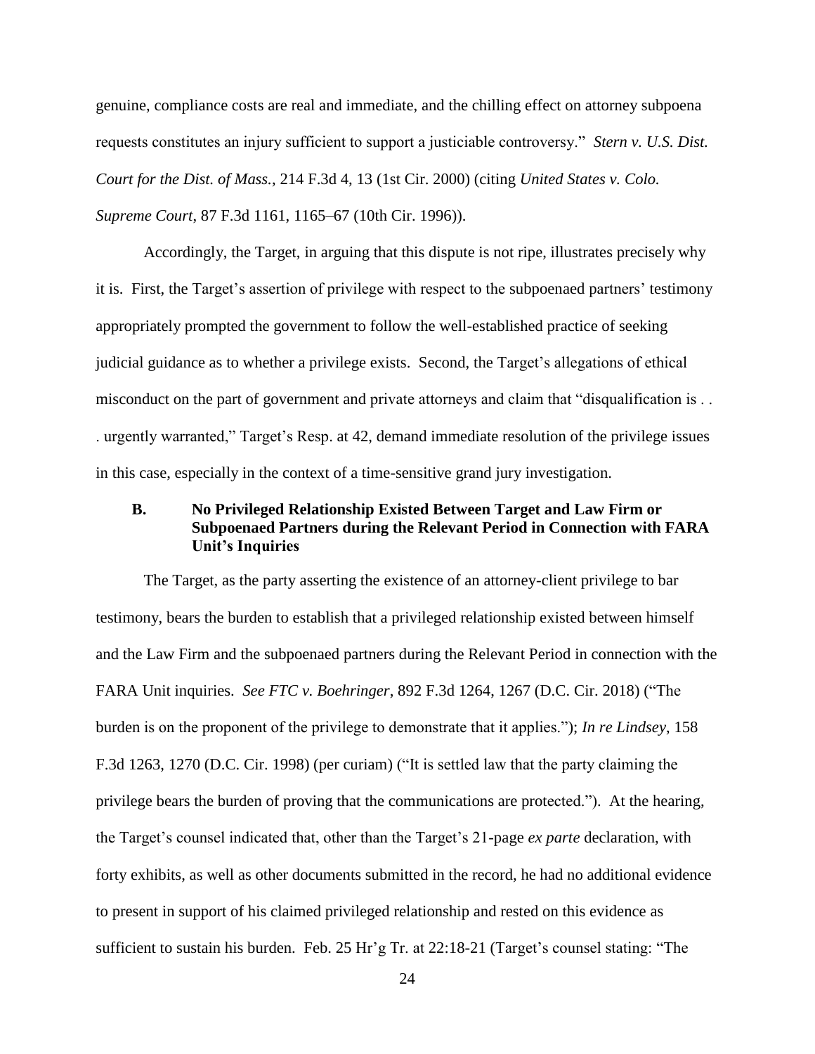genuine, compliance costs are real and immediate, and the chilling effect on attorney subpoena requests constitutes an injury sufficient to support a justiciable controversy." *Stern v. U.S. Dist. Court for the Dist. of Mass.*, 214 F.3d 4, 13 (1st Cir. 2000) (citing *United States v. Colo. Supreme Court*, 87 F.3d 1161, 1165–67 (10th Cir. 1996)).

Accordingly, the Target, in arguing that this dispute is not ripe, illustrates precisely why it is. First, the Target's assertion of privilege with respect to the subpoenaed partners' testimony appropriately prompted the government to follow the well-established practice of seeking judicial guidance as to whether a privilege exists. Second, the Target's allegations of ethical misconduct on the part of government and private attorneys and claim that "disqualification is . . . urgently warranted," Target's Resp. at 42, demand immediate resolution of the privilege issues in this case, especially in the context of a time-sensitive grand jury investigation.

### B. No Privileged Relationship Existed Between Target and Law Firm or Subpoenaed Partners during the Relevant Period in Connection with FARA Unit's Inquiries

The Target, as the party asserting the existence of an attorney-client privilege to bar testimony, bears the burden to establish that a privileged relationship existed between himself and the Law Firm and the subpoenaed partners during the Relevant Period in connection with the FARA Unit inquiries. *See FTC v. Boehringer*, 892 F.3d 1264, 1267 (D.C. Cir. 2018) ("The burden is on the proponent of the privilege to demonstrate that it applies."); *In re Lindsey*, 158 F.3d 1263, 1270 (D.C. Cir. 1998) (per curiam) ("It is settled law that the party claiming the privilege bears the burden of proving that the communications are protected."). At the hearing, the Target's counsel indicated that, other than the Target's 21-page *ex parte* declaration, with forty exhibits, as well as other documents submitted in the record, he had no additional evidence to present in support of his claimed privileged relationship and rested on this evidence as sufficient to sustain his burden. Feb. 25 Hr'g Tr. at 22:18-21 (Target's counsel stating: "The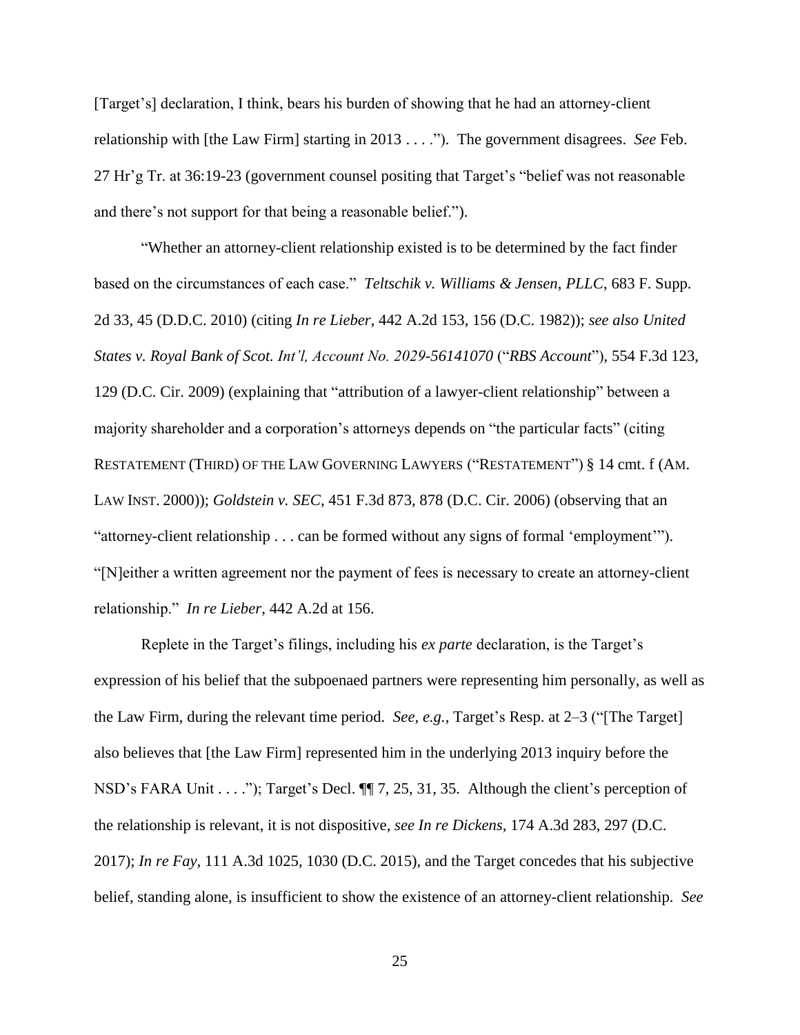[Target's] declaration, I think, bears his burden of showing that he had an attorney-client relationship with [the Law Firm] starting in 2013 . . . ."). The government disagrees. *See* Feb. 27 Hr'g Tr. at 36:19-23 (government counsel positing that Target's "belief was not reasonable and there's not support for that being a reasonable belief.").

"Whether an attorney-client relationship existed is to be determined by the fact finder based on the circumstances of each case." *Teltschik v. Williams & Jensen, PLLC*, 683 F. Supp. 2d 33, 45 (D.D.C. 2010) (citing *In re Lieber*, 442 A.2d 153, 156 (D.C. 1982)); *see also United States v. Royal Bank of Scot. Int'l, Account No. 2029-56141070* ("*RBS Account*"), 554 F.3d 123, 129 (D.C. Cir. 2009) (explaining that "attribution of a lawyer-client relationship" between a majority shareholder and a corporation's attorneys depends on "the particular facts" (citing RESTATEMENT (THIRD) OF THE LAW GOVERNING LAWYERS ("RESTATEMENT") § 14 cmt. f (AM. LAW INST. 2000)); *Goldstein v. SEC*, 451 F.3d 873, 878 (D.C. Cir. 2006) (observing that an "attorney-client relationship . . . can be formed without any signs of formal 'employment'"). "[N]either a written agreement nor the payment of fees is necessary to create an attorney-client relationship." *In re Lieber*, 442 A.2d at 156.

Replete in the Target's filings, including his *ex parte* declaration, is the Target's expression of his belief that the subpoenaed partners were representing him personally, as well as the Law Firm, during the relevant time period. *See, e.g.*, Target's Resp. at 2–3 ("[The Target] also believes that [the Law Firm] represented him in the underlying 2013 inquiry before the NSD's FARA Unit . . . ."); Target's Decl. ¶¶ 7, 25, 31, 35. Although the client's perception of the relationship is relevant, it is not dispositive, *see In re Dickens*, 174 A.3d 283, 297 (D.C. 2017); *In re Fay*, 111 A.3d 1025, 1030 (D.C. 2015), and the Target concedes that his subjective belief, standing alone, is insufficient to show the existence of an attorney-client relationship. *See*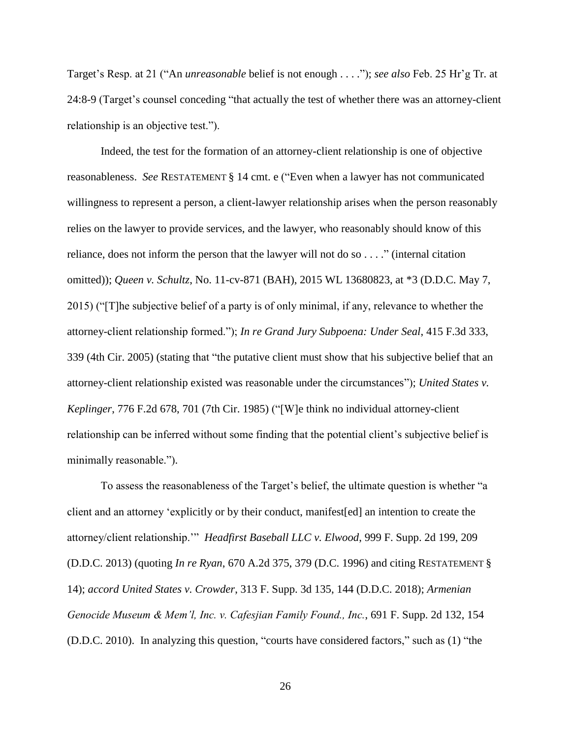Target's Resp. at 21 ("An *unreasonable* belief is not enough . . . ."); *see also* Feb. 25 Hr'g Tr. at 24:8-9 (Target's counsel conceding "that actually the test of whether there was an attorney-client relationship is an objective test.").

Indeed, the test for the formation of an attorney-client relationship is one of objective reasonableness. *See* RESTATEMENT § 14 cmt. e ("Even when a lawyer has not communicated willingness to represent a person, a client-lawyer relationship arises when the person reasonably relies on the lawyer to provide services, and the lawyer, who reasonably should know of this reliance, does not inform the person that the lawyer will not do so . . . ." (internal citation omitted)); *Queen v. Schultz*, No. 11-cv-871 (BAH), 2015 WL 13680823, at *3 (D.D.C. May 7, 2015) ("[T]he subjective belief of a party is of only minimal, if any, relevance to whether the attorney-client relationship formed."); *In re Grand Jury Subpoena: Under Seal*, 415 F.3d 333, 339 (4th Cir. 2005) (stating that "the putative client must show that his subjective belief that an attorney-client relationship existed was reasonable under the circumstances"); *United States v. Keplinger*, 776 F.2d 678, 701 (7th Cir. 1985) ("[W]e think no individual attorney-client relationship can be inferred without some finding that the potential client's subjective belief is minimally reasonable.").

To assess the reasonableness of the Target's belief, the ultimate question is whether "a client and an attorney 'explicitly or by their conduct, manifest[ed] an intention to create the attorney/client relationship.'" *Headfirst Baseball LLC v. Elwood*, 999 F. Supp. 2d 199, 209 (D.D.C. 2013) (quoting *In re Ryan*, 670 A.2d 375, 379 (D.C. 1996) and citing RESTATEMENT § 14); *accord United States v. Crowder*, 313 F. Supp. 3d 135, 144 (D.D.C. 2018); *Armenian Genocide Museum & Mem'l, Inc. v. Cafesjian Family Found., Inc.*, 691 F. Supp. 2d 132, 154 (D.D.C. 2010). In analyzing this question, "courts have considered factors," such as (1) "the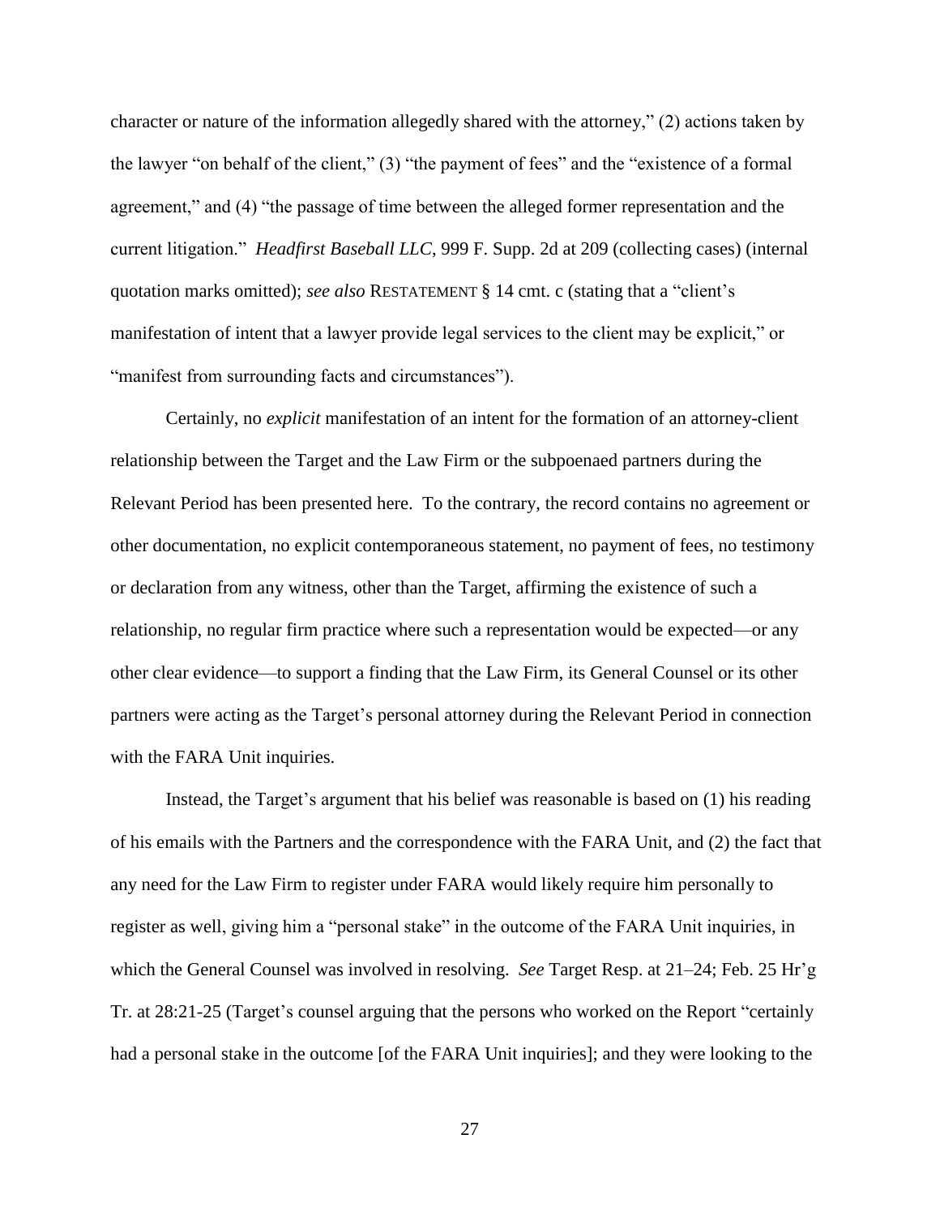character or nature of the information allegedly shared with the attorney," (2) actions taken by the lawyer "on behalf of the client," (3) "the payment of fees" and the "existence of a formal agreement," and (4) "the passage of time between the alleged former representation and the current litigation." *Headfirst Baseball LLC*, 999 F. Supp. 2d at 209 (collecting cases) (internal quotation marks omitted); *see also* RESTATEMENT § 14 cmt. c (stating that a "client's manifestation of intent that a lawyer provide legal services to the client may be explicit," or "manifest from surrounding facts and circumstances").

Certainly, no *explicit* manifestation of an intent for the formation of an attorney-client relationship between the Target and the Law Firm or the subpoenaed partners during the Relevant Period has been presented here. To the contrary, the record contains no agreement or other documentation, no explicit contemporaneous statement, no payment of fees, no testimony or declaration from any witness, other than the Target, affirming the existence of such a relationship, no regular firm practice where such a representation would be expected—or any other clear evidence—to support a finding that the Law Firm, its General Counsel or its other partners were acting as the Target's personal attorney during the Relevant Period in connection with the FARA Unit inquiries.

Instead, the Target's argument that his belief was reasonable is based on (1) his reading of his emails with the Partners and the correspondence with the FARA Unit, and (2) the fact that any need for the Law Firm to register under FARA would likely require him personally to register as well, giving him a "personal stake" in the outcome of the FARA Unit inquiries, in which the General Counsel was involved in resolving. *See* Target Resp. at 21–24; Feb. 25 Hr'g Tr. at 28:21-25 (Target's counsel arguing that the persons who worked on the Report "certainly had a personal stake in the outcome [of the FARA Unit inquiries]; and they were looking to the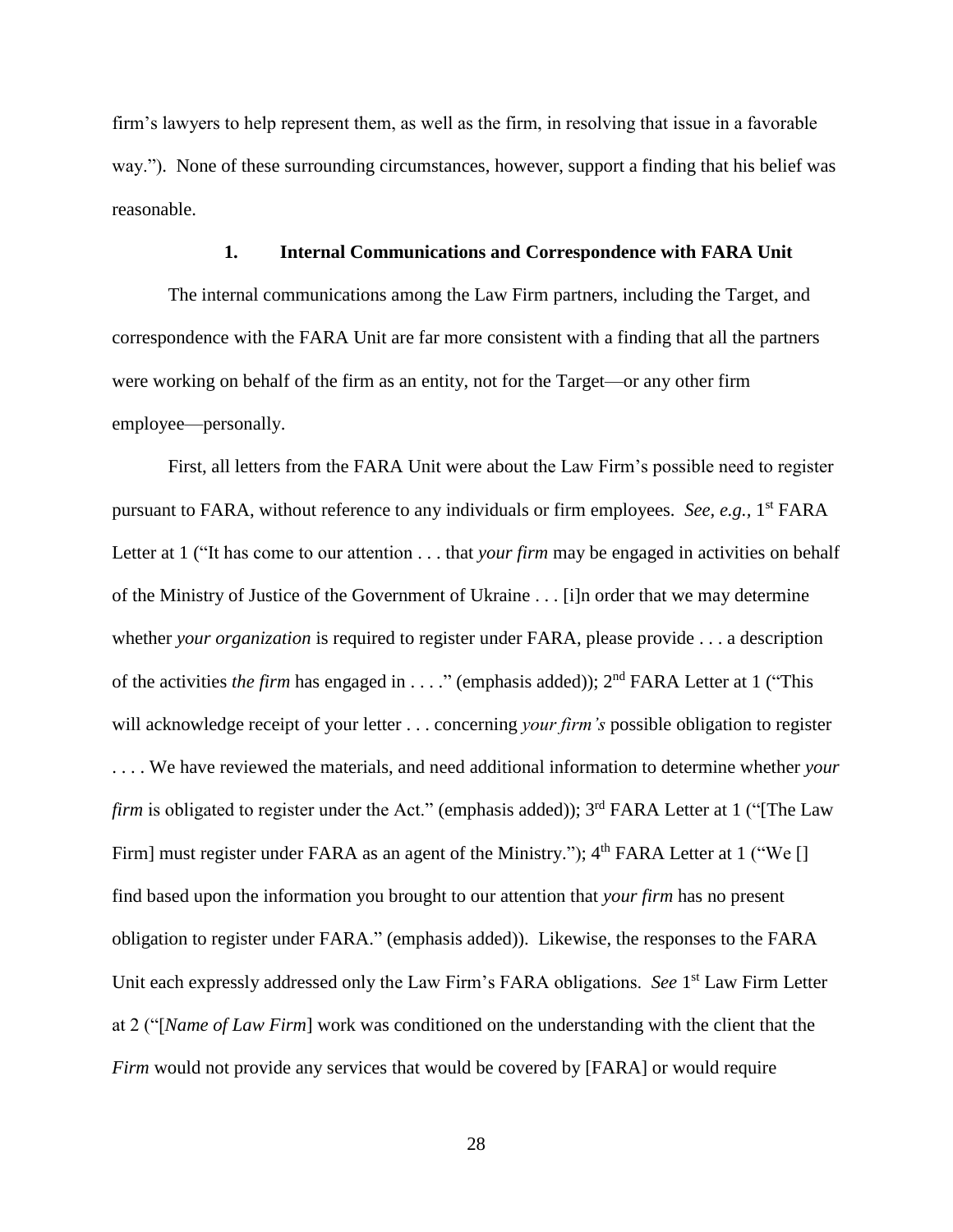firm's lawyers to help represent them, as well as the firm, in resolving that issue in a favorable way."). None of these surrounding circumstances, however, support a finding that his belief was reasonable.

### 1. Internal Communications and Correspondence with FARA Unit

The internal communications among the Law Firm partners, including the Target, and correspondence with the FARA Unit are far more consistent with a finding that all the partners were working on behalf of the firm as an entity, not for the Target—or any other firm employee—personally.

First, all letters from the FARA Unit were about the Law Firm's possible need to register pursuant to FARA, without reference to any individuals or firm employees. *See, e.g.*, 1st FARA Letter at 1 ("It has come to our attention . . . that *your firm* may be engaged in activities on behalf of the Ministry of Justice of the Government of Ukraine . . . [i]n order that we may determine whether *your organization* is required to register under FARA, please provide . . . a description of the activities *the firm* has engaged in . . . ." (emphasis added)); 2nd FARA Letter at 1 ("This will acknowledge receipt of your letter . . . concerning *your firm's* possible obligation to register . . . . We have reviewed the materials, and need additional information to determine whether *your firm* is obligated to register under the Act." (emphasis added)); 3rd FARA Letter at 1 ("[The Law Firm] must register under FARA as an agent of the Ministry."); 4th FARA Letter at 1 ("We [] find based upon the information you brought to our attention that *your firm* has no present obligation to register under FARA." (emphasis added)). Likewise, the responses to the FARA Unit each expressly addressed only the Law Firm's FARA obligations. *See* 1st Law Firm Letter at 2 ("[*Name of Law Firm*] work was conditioned on the understanding with the client that the *Firm* would not provide any services that would be covered by [FARA] or would require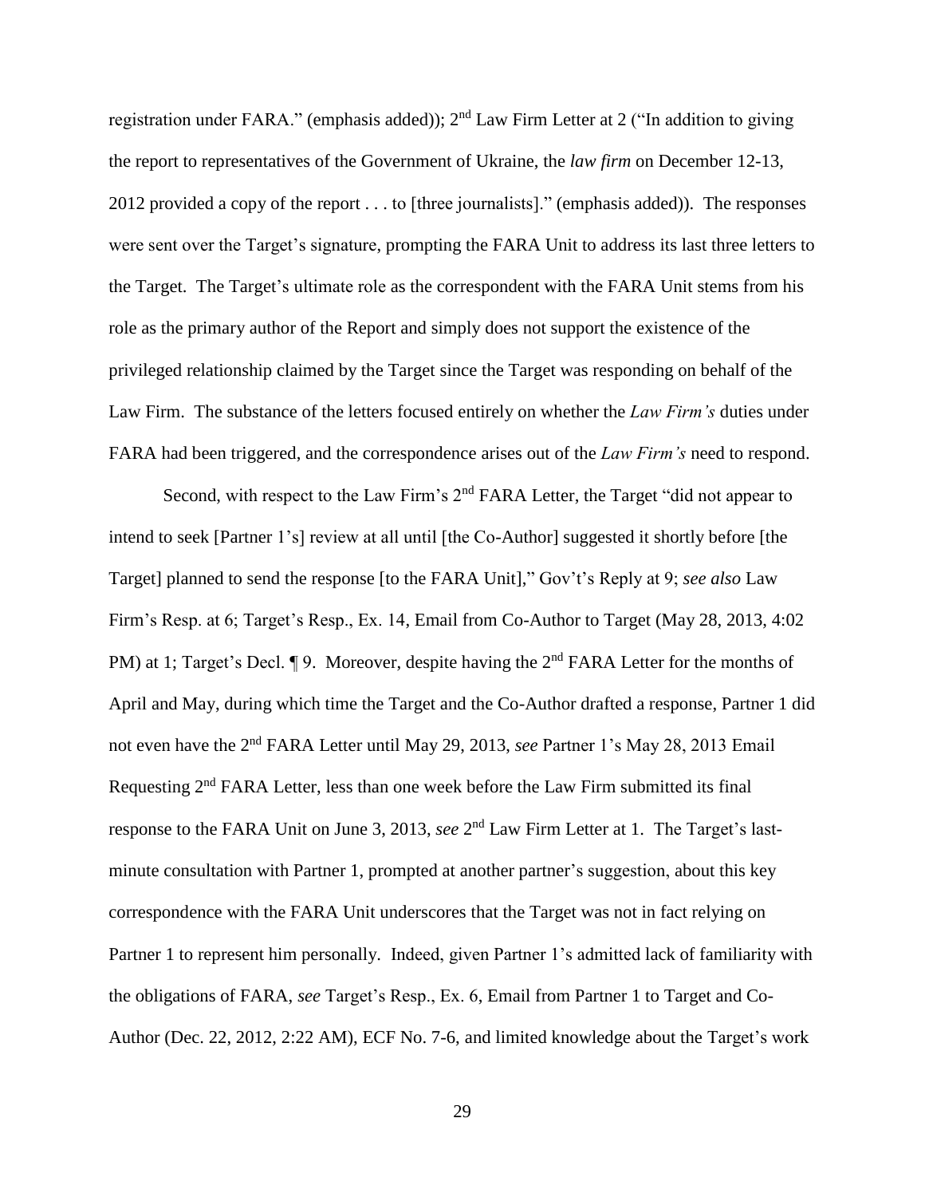registration under FARA." (emphasis added)); 2nd Law Firm Letter at 2 ("In addition to giving the report to representatives of the Government of Ukraine, the *law firm* on December 12-13, 2012 provided a copy of the report . . . to [three journalists]." (emphasis added)). The responses were sent over the Target's signature, prompting the FARA Unit to address its last three letters to the Target. The Target's ultimate role as the correspondent with the FARA Unit stems from his role as the primary author of the Report and simply does not support the existence of the privileged relationship claimed by the Target since the Target was responding on behalf of the Law Firm. The substance of the letters focused entirely on whether the *Law Firm's* duties under FARA had been triggered, and the correspondence arises out of the *Law Firm's* need to respond.

Second, with respect to the Law Firm's 2nd FARA Letter, the Target "did not appear to intend to seek [Partner 1's] review at all until [the Co-Author] suggested it shortly before [the Target] planned to send the response [to the FARA Unit]," Gov't's Reply at 9; *see also* Law Firm's Resp. at 6; Target's Resp., Ex. 14, Email from Co-Author to Target (May 28, 2013, 4:02 PM) at 1; Target's Decl. ¶ 9. Moreover, despite having the 2nd FARA Letter for the months of April and May, during which time the Target and the Co-Author drafted a response, Partner 1 did not even have the 2nd FARA Letter until May 29, 2013, *see* Partner 1's May 28, 2013 Email Requesting 2nd FARA Letter, less than one week before the Law Firm submitted its final response to the FARA Unit on June 3, 2013, *see* 2nd Law Firm Letter at 1. The Target's last-minute consultation with Partner 1, prompted at another partner's suggestion, about this key correspondence with the FARA Unit underscores that the Target was not in fact relying on Partner 1 to represent him personally. Indeed, given Partner 1's admitted lack of familiarity with the obligations of FARA, *see* Target's Resp., Ex. 6, Email from Partner 1 to Target and Co-Author (Dec. 22, 2012, 2:22 AM), ECF No. 7-6, and limited knowledge about the Target's work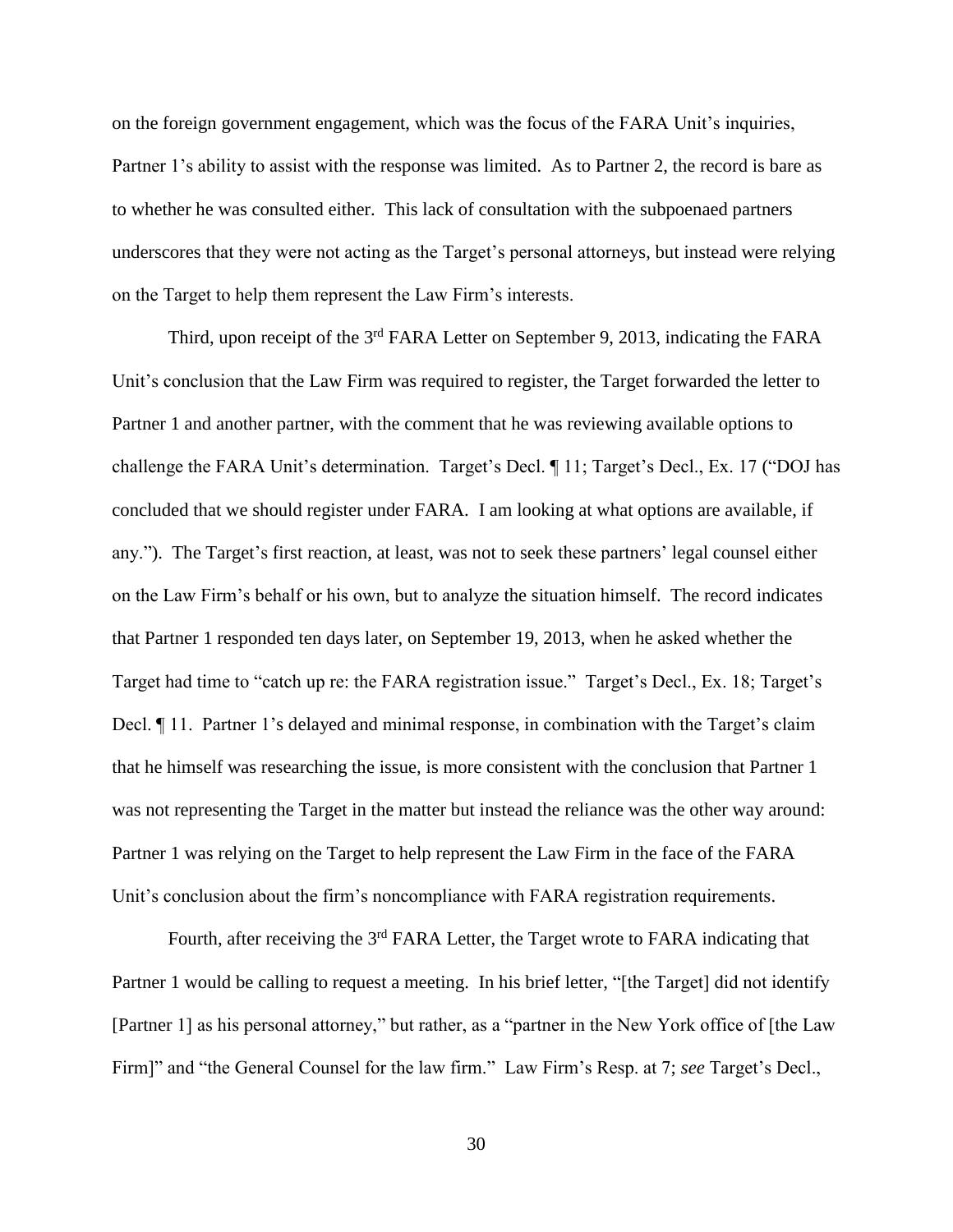on the foreign government engagement, which was the focus of the FARA Unit's inquiries, Partner 1's ability to assist with the response was limited. As to Partner 2, the record is bare as to whether he was consulted either. This lack of consultation with the subpoenaed partners underscores that they were not acting as the Target's personal attorneys, but instead were relying on the Target to help them represent the Law Firm's interests.

Third, upon receipt of the 3rd FARA Letter on September 9, 2013, indicating the FARA Unit's conclusion that the Law Firm was required to register, the Target forwarded the letter to Partner 1 and another partner, with the comment that he was reviewing available options to challenge the FARA Unit's determination. Target's Decl. ¶ 11; Target's Decl., Ex. 17 ("DOJ has concluded that we should register under FARA. I am looking at what options are available, if any."). The Target's first reaction, at least, was not to seek these partners' legal counsel either on the Law Firm's behalf or his own, but to analyze the situation himself. The record indicates that Partner 1 responded ten days later, on September 19, 2013, when he asked whether the Target had time to "catch up re: the FARA registration issue." Target's Decl., Ex. 18; Target's Decl. ¶ 11. Partner 1's delayed and minimal response, in combination with the Target's claim that he himself was researching the issue, is more consistent with the conclusion that Partner 1 was not representing the Target in the matter but instead the reliance was the other way around: Partner 1 was relying on the Target to help represent the Law Firm in the face of the FARA Unit's conclusion about the firm's noncompliance with FARA registration requirements.

Fourth, after receiving the 3rd FARA Letter, the Target wrote to FARA indicating that Partner 1 would be calling to request a meeting. In his brief letter, "[the Target] did not identify [Partner 1] as his personal attorney," but rather, as a "partner in the New York office of [the Law Firm]" and "the General Counsel for the law firm." Law Firm's Resp. at 7; *see* Target's Decl.,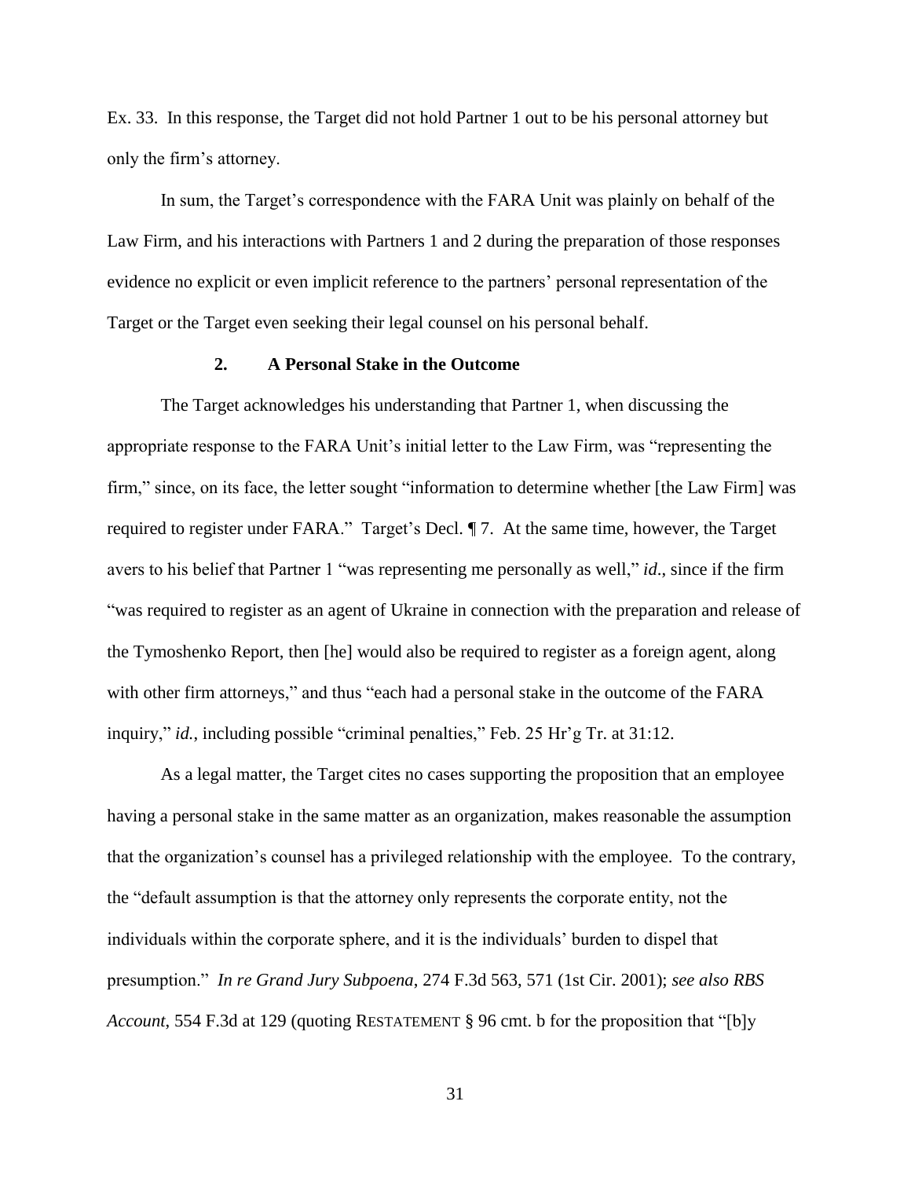Ex. 33. In this response, the Target did not hold Partner 1 out to be his personal attorney but only the firm's attorney.

In sum, the Target's correspondence with the FARA Unit was plainly on behalf of the Law Firm, and his interactions with Partners 1 and 2 during the preparation of those responses evidence no explicit or even implicit reference to the partners' personal representation of the Target or the Target even seeking their legal counsel on his personal behalf.

### 2. A Personal Stake in the Outcome

The Target acknowledges his understanding that Partner 1, when discussing the appropriate response to the FARA Unit's initial letter to the Law Firm, was "representing the firm," since, on its face, the letter sought "information to determine whether [the Law Firm] was required to register under FARA." Target's Decl. ¶ 7. At the same time, however, the Target avers to his belief that Partner 1 "was representing me personally as well," *id*., since if the firm "was required to register as an agent of Ukraine in connection with the preparation and release of the Tymoshenko Report, then [he] would also be required to register as a foreign agent, along with other firm attorneys," and thus "each had a personal stake in the outcome of the FARA inquiry," *id.*, including possible "criminal penalties," Feb. 25 Hr'g Tr. at 31:12.

As a legal matter, the Target cites no cases supporting the proposition that an employee having a personal stake in the same matter as an organization, makes reasonable the assumption that the organization's counsel has a privileged relationship with the employee. To the contrary, the "default assumption is that the attorney only represents the corporate entity, not the individuals within the corporate sphere, and it is the individuals' burden to dispel that presumption." *In re Grand Jury Subpoena*, 274 F.3d 563, 571 (1st Cir. 2001); *see also RBS Account*, 554 F.3d at 129 (quoting RESTATEMENT § 96 cmt. b for the proposition that "[b]y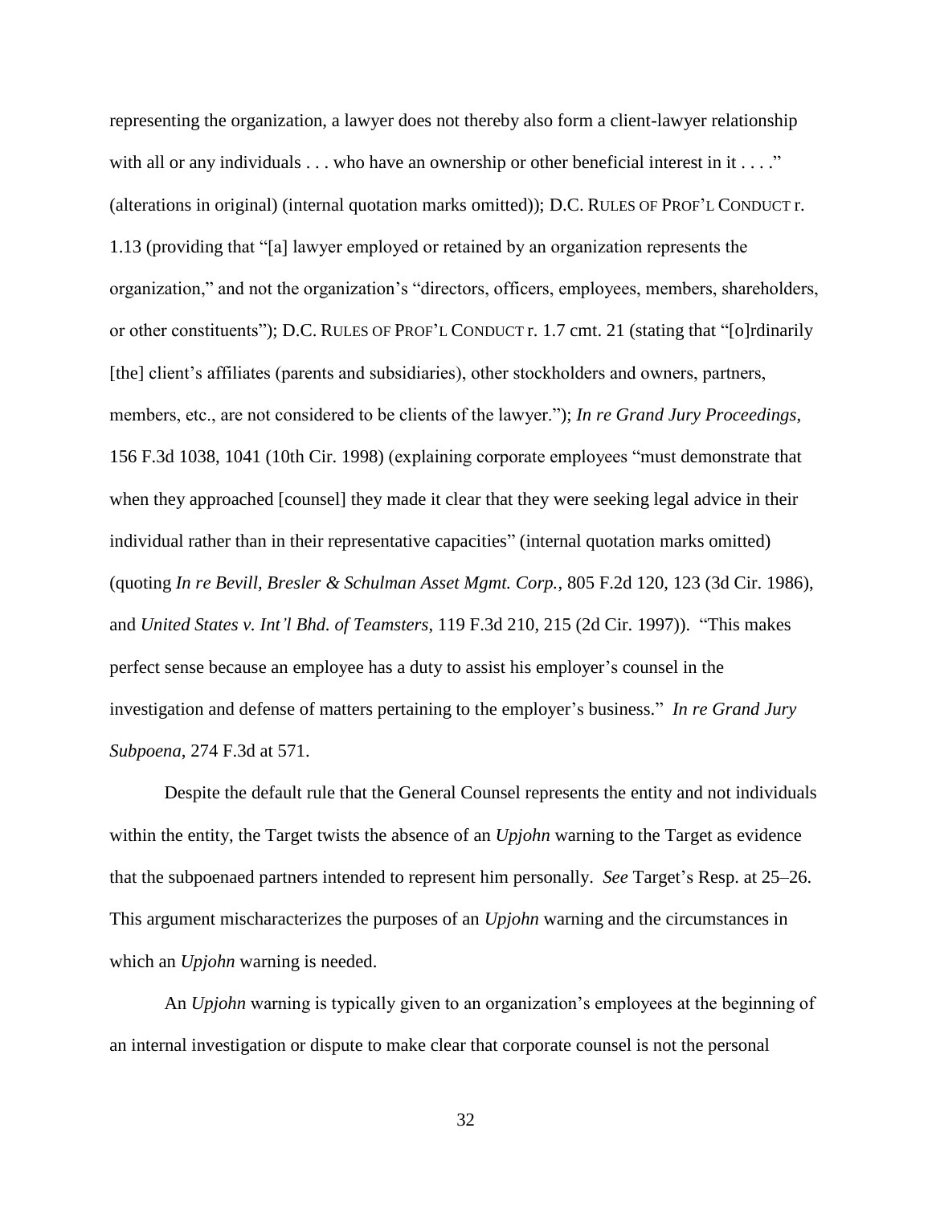representing the organization, a lawyer does not thereby also form a client-lawyer relationship with all or any individuals . . . who have an ownership or other beneficial interest in it . . . ." (alterations in original) (internal quotation marks omitted)); D.C. RULES OF PROF'L CONDUCT r. 1.13 (providing that "[a] lawyer employed or retained by an organization represents the organization," and not the organization's "directors, officers, employees, members, shareholders, or other constituents"); D.C. RULES OF PROF'L CONDUCT r. 1.7 cmt. 21 (stating that "[o]rdinarily [the] client's affiliates (parents and subsidiaries), other stockholders and owners, partners, members, etc., are not considered to be clients of the lawyer."); *In re Grand Jury Proceedings*, 156 F.3d 1038, 1041 (10th Cir. 1998) (explaining corporate employees "must demonstrate that when they approached [counsel] they made it clear that they were seeking legal advice in their individual rather than in their representative capacities" (internal quotation marks omitted) (quoting *In re Bevill, Bresler & Schulman Asset Mgmt. Corp.*, 805 F.2d 120, 123 (3d Cir. 1986), and *United States v. Int'l Bhd. of Teamsters*, 119 F.3d 210, 215 (2d Cir. 1997)). "This makes perfect sense because an employee has a duty to assist his employer's counsel in the investigation and defense of matters pertaining to the employer's business." *In re Grand Jury Subpoena*, 274 F.3d at 571.

Despite the default rule that the General Counsel represents the entity and not individuals within the entity, the Target twists the absence of an *Upjohn* warning to the Target as evidence that the subpoenaed partners intended to represent him personally. *See* Target's Resp. at 25–26. This argument mischaracterizes the purposes of an *Upjohn* warning and the circumstances in which an *Upjohn* warning is needed.

An *Upjohn* warning is typically given to an organization's employees at the beginning of an internal investigation or dispute to make clear that corporate counsel is not the personal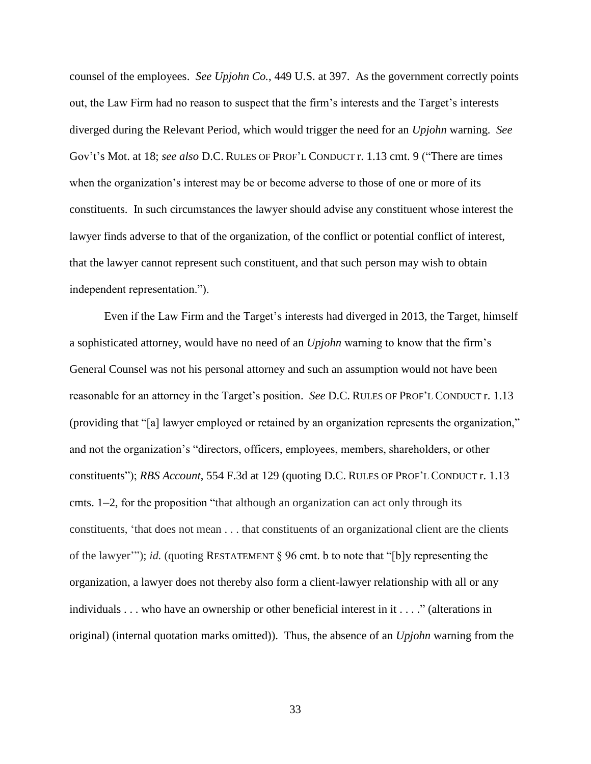counsel of the employees. *See Upjohn Co.*, 449 U.S. at 397. As the government correctly points out, the Law Firm had no reason to suspect that the firm's interests and the Target's interests diverged during the Relevant Period, which would trigger the need for an *Upjohn* warning. *See* Gov't's Mot. at 18; *see also* D.C. RULES OF PROF'L CONDUCT r. 1.13 cmt. 9 ("There are times when the organization's interest may be or become adverse to those of one or more of its constituents. In such circumstances the lawyer should advise any constituent whose interest the lawyer finds adverse to that of the organization, of the conflict or potential conflict of interest, that the lawyer cannot represent such constituent, and that such person may wish to obtain independent representation.").

Even if the Law Firm and the Target's interests had diverged in 2013, the Target, himself a sophisticated attorney, would have no need of an *Upjohn* warning to know that the firm's General Counsel was not his personal attorney and such an assumption would not have been reasonable for an attorney in the Target's position. *See* D.C. RULES OF PROF'L CONDUCT r. 1.13 (providing that "[a] lawyer employed or retained by an organization represents the organization," and not the organization's "directors, officers, employees, members, shareholders, or other constituents"); *RBS Account*, 554 F.3d at 129 (quoting D.C. RULES OF PROF'L CONDUCT r. 1.13 cmts. 1–2, for the proposition "that although an organization can act only through its constituents, 'that does not mean . . . that constituents of an organizational client are the clients of the lawyer'"); *id.* (quoting RESTATEMENT § 96 cmt. b to note that "[b]y representing the organization, a lawyer does not thereby also form a client-lawyer relationship with all or any individuals . . . who have an ownership or other beneficial interest in it . . . ." (alterations in original) (internal quotation marks omitted)). Thus, the absence of an *Upjohn* warning from the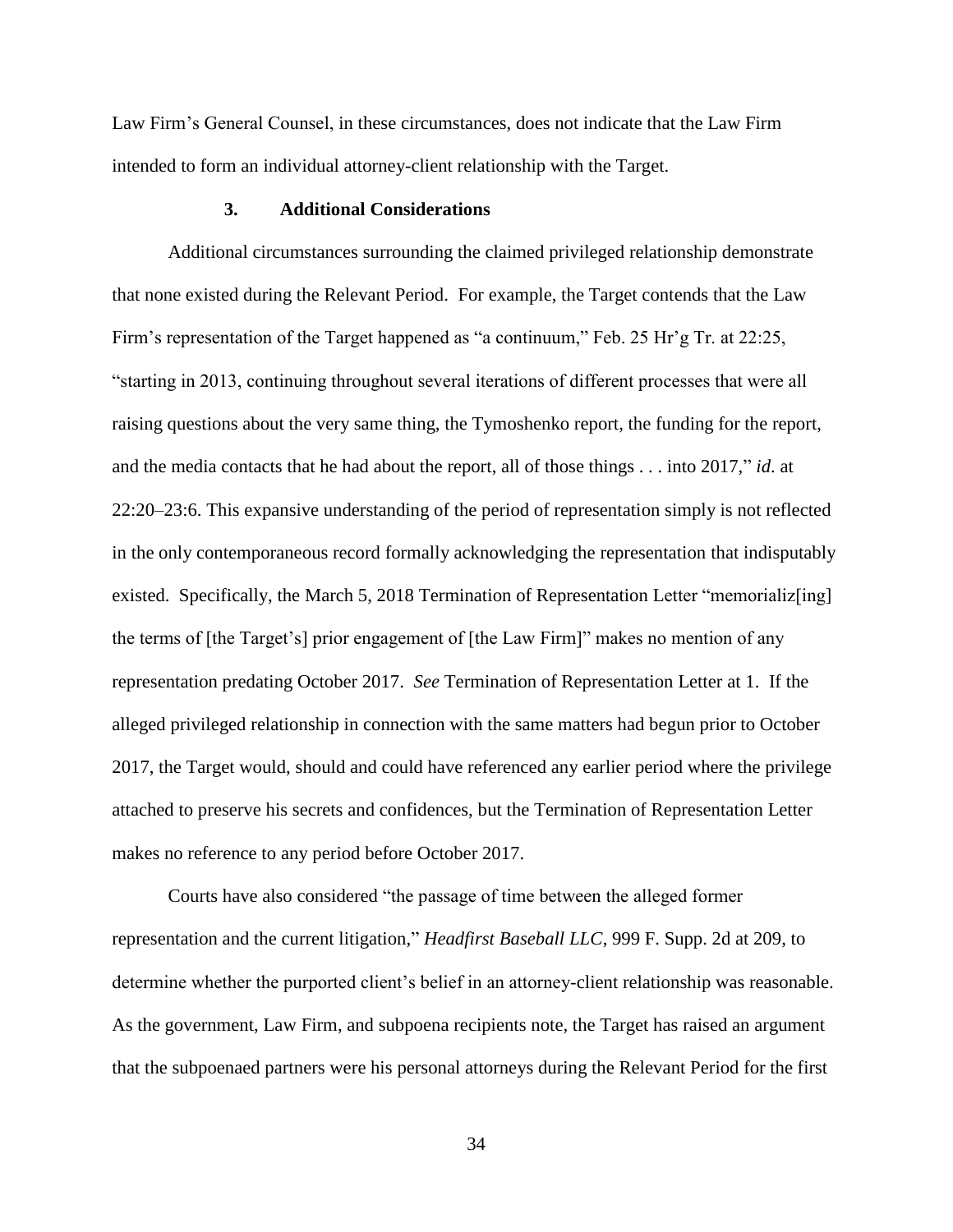Law Firm's General Counsel, in these circumstances, does not indicate that the Law Firm intended to form an individual attorney-client relationship with the Target.

### 3. Additional Considerations

Additional circumstances surrounding the claimed privileged relationship demonstrate that none existed during the Relevant Period. For example, the Target contends that the Law Firm's representation of the Target happened as "a continuum," Feb. 25 Hr'g Tr. at 22:25, "starting in 2013, continuing throughout several iterations of different processes that were all raising questions about the very same thing, the Tymoshenko report, the funding for the report, and the media contacts that he had about the report, all of those things . . . into 2017," *id.* at 22:20–23:6. This expansive understanding of the period of representation simply is not reflected in the only contemporaneous record formally acknowledging the representation that indisputably existed. Specifically, the March 5, 2018 Termination of Representation Letter "memorializ[ing] the terms of [the Target's] prior engagement of [the Law Firm]" makes no mention of any representation predating October 2017. *See* Termination of Representation Letter at 1. If the alleged privileged relationship in connection with the same matters had begun prior to October 2017, the Target would, should and could have referenced any earlier period where the privilege attached to preserve his secrets and confidences, but the Termination of Representation Letter makes no reference to any period before October 2017.

Courts have also considered "the passage of time between the alleged former representation and the current litigation," *Headfirst Baseball LLC*, 999 F. Supp. 2d at 209, to determine whether the purported client's belief in an attorney-client relationship was reasonable. As the government, Law Firm, and subpoena recipients note, the Target has raised an argument that the subpoenaed partners were his personal attorneys during the Relevant Period for the first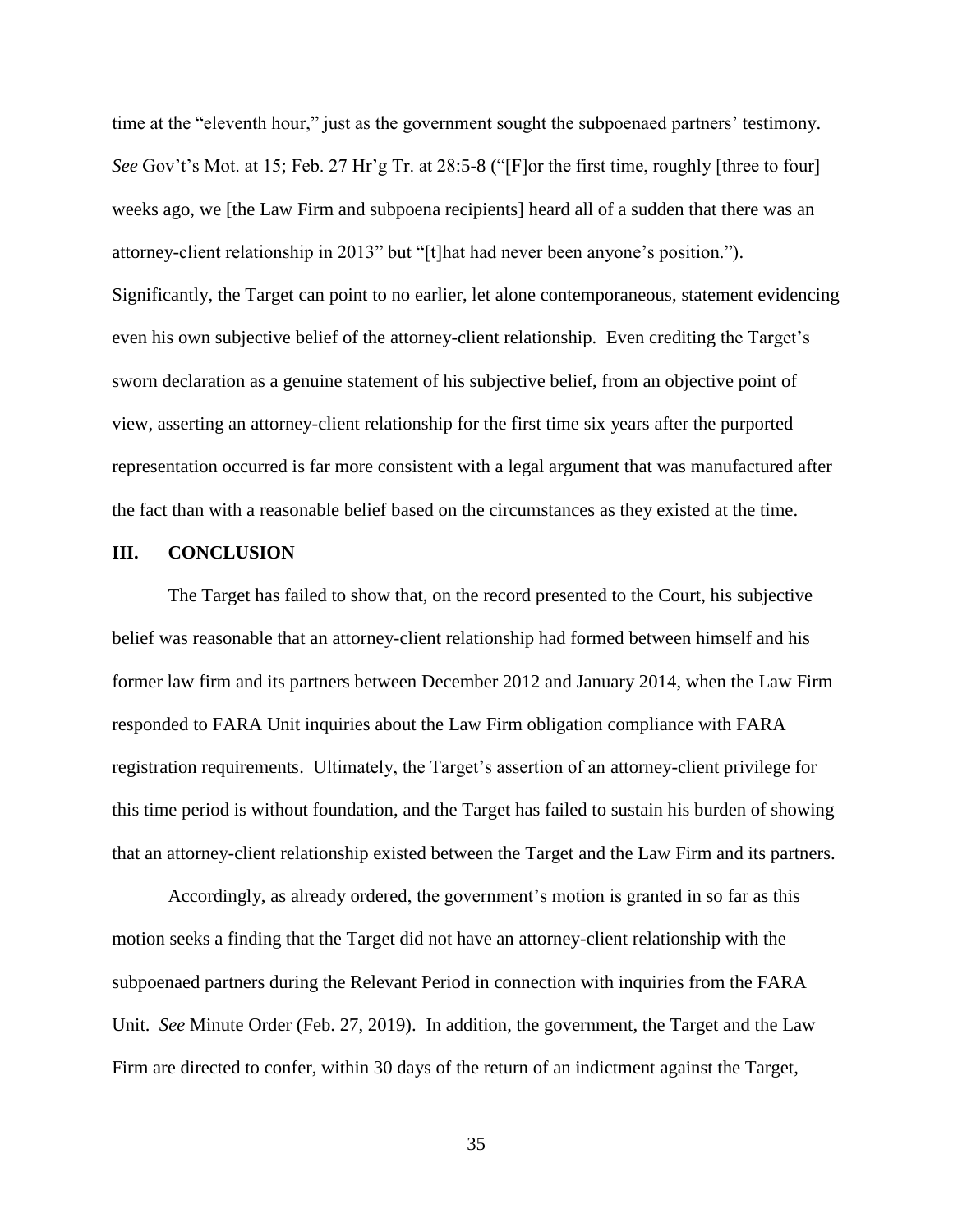time at the "eleventh hour," just as the government sought the subpoenaed partners' testimony. *See* Gov't's Mot. at 15; Feb. 27 Hr'g Tr. at 28:5-8 ("[F]or the first time, roughly [three to four] weeks ago, we [the Law Firm and subpoena recipients] heard all of a sudden that there was an attorney-client relationship in 2013" but "[t]hat had never been anyone's position."). Significantly, the Target can point to no earlier, let alone contemporaneous, statement evidencing even his own subjective belief of the attorney-client relationship. Even crediting the Target's sworn declaration as a genuine statement of his subjective belief, from an objective point of view, asserting an attorney-client relationship for the first time six years after the purported representation occurred is far more consistent with a legal argument that was manufactured after the fact than with a reasonable belief based on the circumstances as they existed at the time.

## III. CONCLUSION

The Target has failed to show that, on the record presented to the Court, his subjective belief was reasonable that an attorney-client relationship had formed between himself and his former law firm and its partners between December 2012 and January 2014, when the Law Firm responded to FARA Unit inquiries about the Law Firm obligation compliance with FARA registration requirements. Ultimately, the Target's assertion of an attorney-client privilege for this time period is without foundation, and the Target has failed to sustain his burden of showing that an attorney-client relationship existed between the Target and the Law Firm and its partners.

Accordingly, as already ordered, the government's motion is granted in so far as this motion seeks a finding that the Target did not have an attorney-client relationship with the subpoenaed partners during the Relevant Period in connection with inquiries from the FARA Unit. *See* Minute Order (Feb. 27, 2019). In addition, the government, the Target and the Law Firm are directed to confer, within 30 days of the return of an indictment against the Target,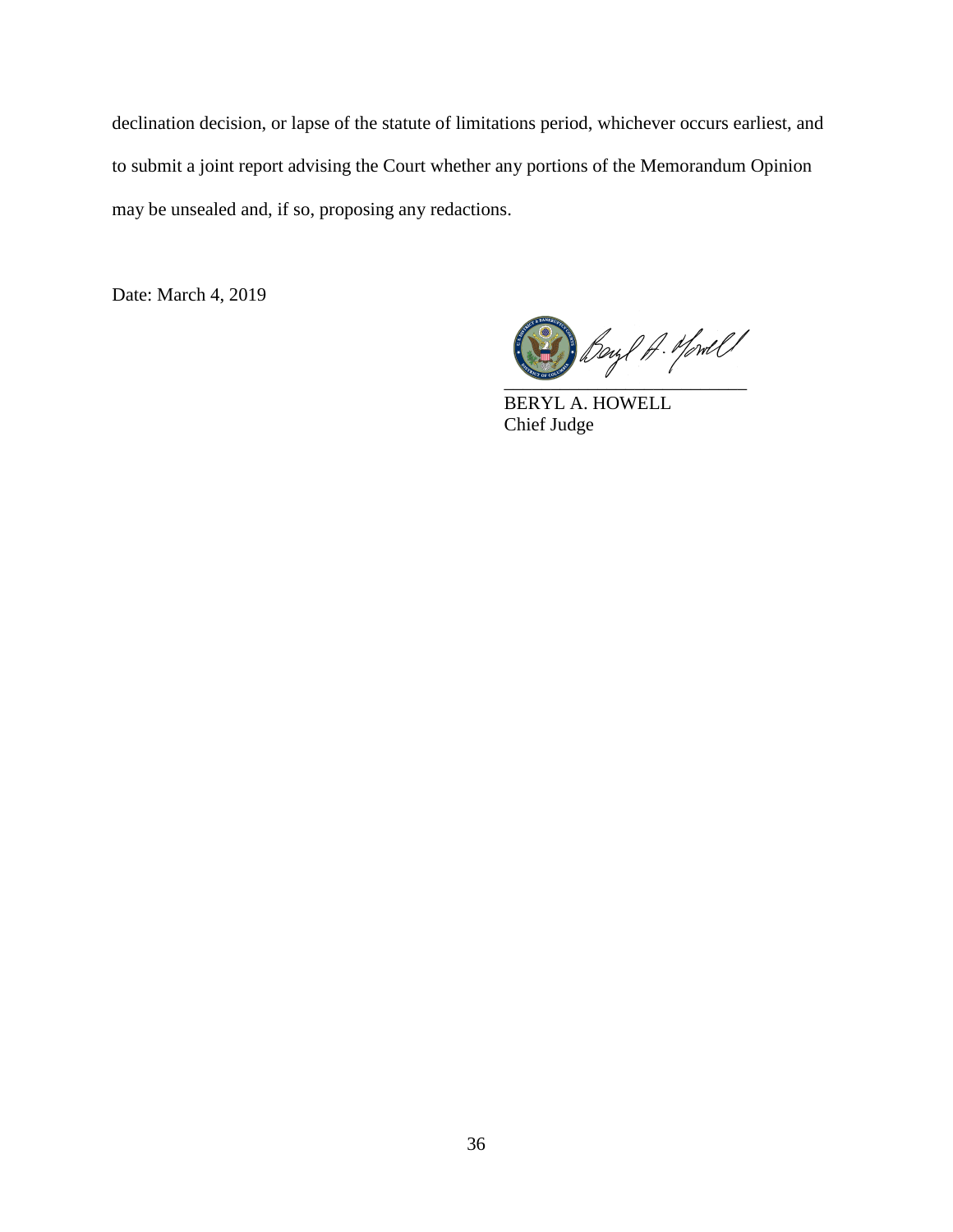declination decision, or lapse of the statute of limitations period, whichever occurs earliest, and to submit a joint report advising the Court whether any portions of the Memorandum Opinion may be unsealed and, if so, proposing any redactions.

Date: March 4, 2019

BERYL A. HOWELL
Chief Judge